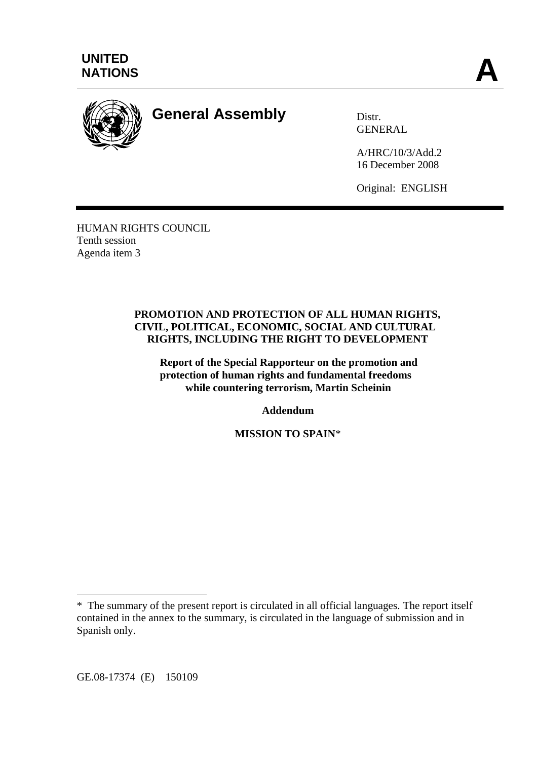**UNITED NATIONS** **A**

**General Assembly**

Distr.
GENERAL

A/HRC/10/3/Add.2
16 December 2008

Original: ENGLISH

HUMAN RIGHTS COUNCIL
Tenth session
Agenda item 3

**PROMOTION AND PROTECTION OF ALL HUMAN RIGHTS, CIVIL, POLITICAL, ECONOMIC, SOCIAL AND CULTURAL RIGHTS, INCLUDING THE RIGHT TO DEVELOPMENT**

**Report of the Special Rapporteur on the promotion and protection of human rights and fundamental freedoms while countering terrorism, Martin Scheinin**

**Addendum**

**MISSION TO SPAIN***

---

* The summary of the present report is circulated in all official languages. The report itself contained in the annex to the summary, is circulated in the language of submission and in Spanish only.

GE.08-17374 (E) 150109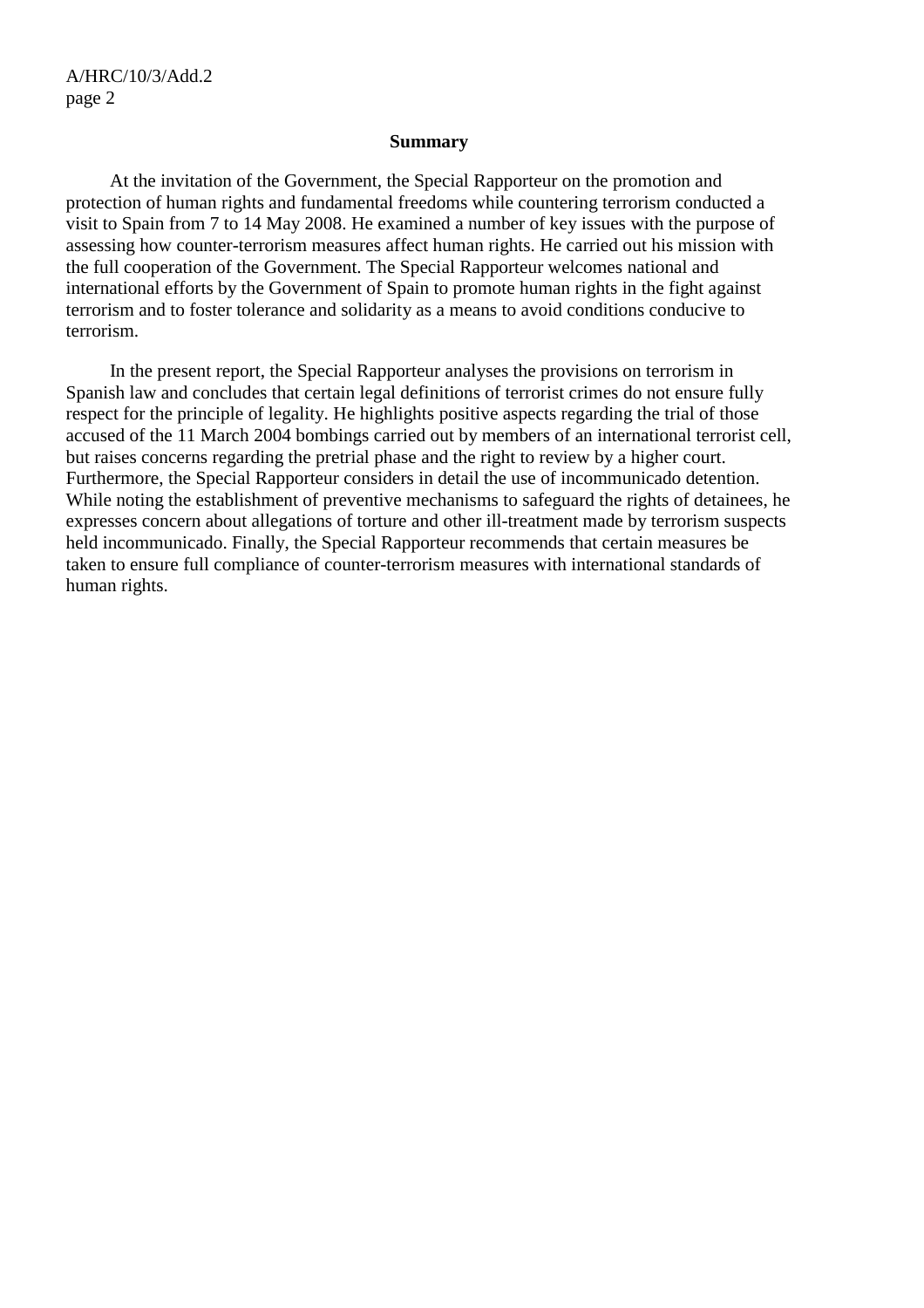**Summary**

At the invitation of the Government, the Special Rapporteur on the promotion and protection of human rights and fundamental freedoms while countering terrorism conducted a visit to Spain from 7 to 14 May 2008. He examined a number of key issues with the purpose of assessing how counter-terrorism measures affect human rights. He carried out his mission with the full cooperation of the Government. The Special Rapporteur welcomes national and international efforts by the Government of Spain to promote human rights in the fight against terrorism and to foster tolerance and solidarity as a means to avoid conditions conducive to terrorism.

In the present report, the Special Rapporteur analyses the provisions on terrorism in Spanish law and concludes that certain legal definitions of terrorist crimes do not ensure fully respect for the principle of legality. He highlights positive aspects regarding the trial of those accused of the 11 March 2004 bombings carried out by members of an international terrorist cell, but raises concerns regarding the pretrial phase and the right to review by a higher court. Furthermore, the Special Rapporteur considers in detail the use of incommunicado detention. While noting the establishment of preventive mechanisms to safeguard the rights of detainees, he expresses concern about allegations of torture and other ill-treatment made by terrorism suspects held incommunicado. Finally, the Special Rapporteur recommends that certain measures be taken to ensure full compliance of counter-terrorism measures with international standards of human rights.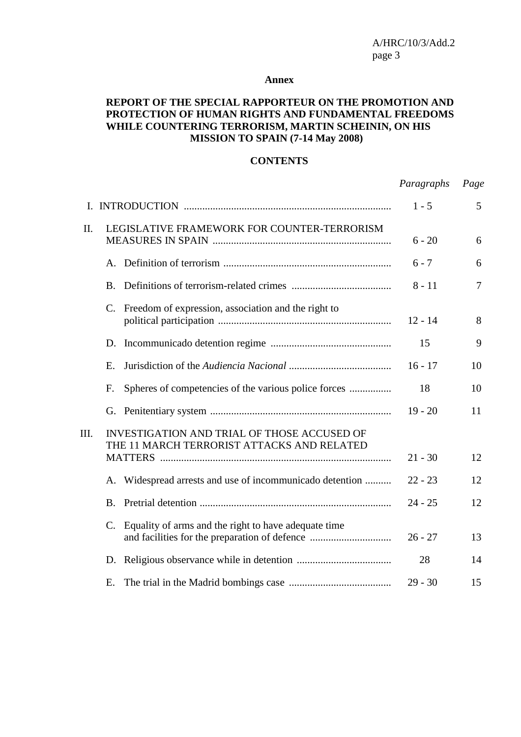**Annex**

# REPORT OF THE SPECIAL RAPPORTEUR ON THE PROMOTION AND PROTECTION OF HUMAN RIGHTS AND FUNDAMENTAL FREEDOMS WHILE COUNTERING TERRORISM, MARTIN SCHEININ, ON HIS MISSION TO SPAIN (7-14 May 2008)

## CONTENTS

| | *Paragraphs* | *Page* |
|---|---|---|
| I. INTRODUCTION | 1 - 5 | 5 |
| II. LEGISLATIVE FRAMEWORK FOR COUNTER-TERRORISM MEASURES IN SPAIN | 6 - 20 | 6 |
| A. Definition of terrorism | 6 - 7 | 6 |
| B. Definitions of terrorism-related crimes | 8 - 11 | 7 |
| C. Freedom of expression, association and the right to political participation | 12 - 14 | 8 |
| D. Incommunicado detention regime | 15 | 9 |
| E. Jurisdiction of the *Audiencia Nacional* | 16 - 17 | 10 |
| F. Spheres of competencies of the various police forces | 18 | 10 |
| G. Penitentiary system | 19 - 20 | 11 |
| III. INVESTIGATION AND TRIAL OF THOSE ACCUSED OF THE 11 MARCH TERRORIST ATTACKS AND RELATED MATTERS | 21 - 30 | 12 |
| A. Widespread arrests and use of incommunicado detention | 22 - 23 | 12 |
| B. Pretrial detention | 24 - 25 | 12 |
| C. Equality of arms and the right to have adequate time and facilities for the preparation of defence | 26 - 27 | 13 |
| D. Religious observance while in detention | 28 | 14 |
| E. The trial in the Madrid bombings case | 29 - 30 | 15 |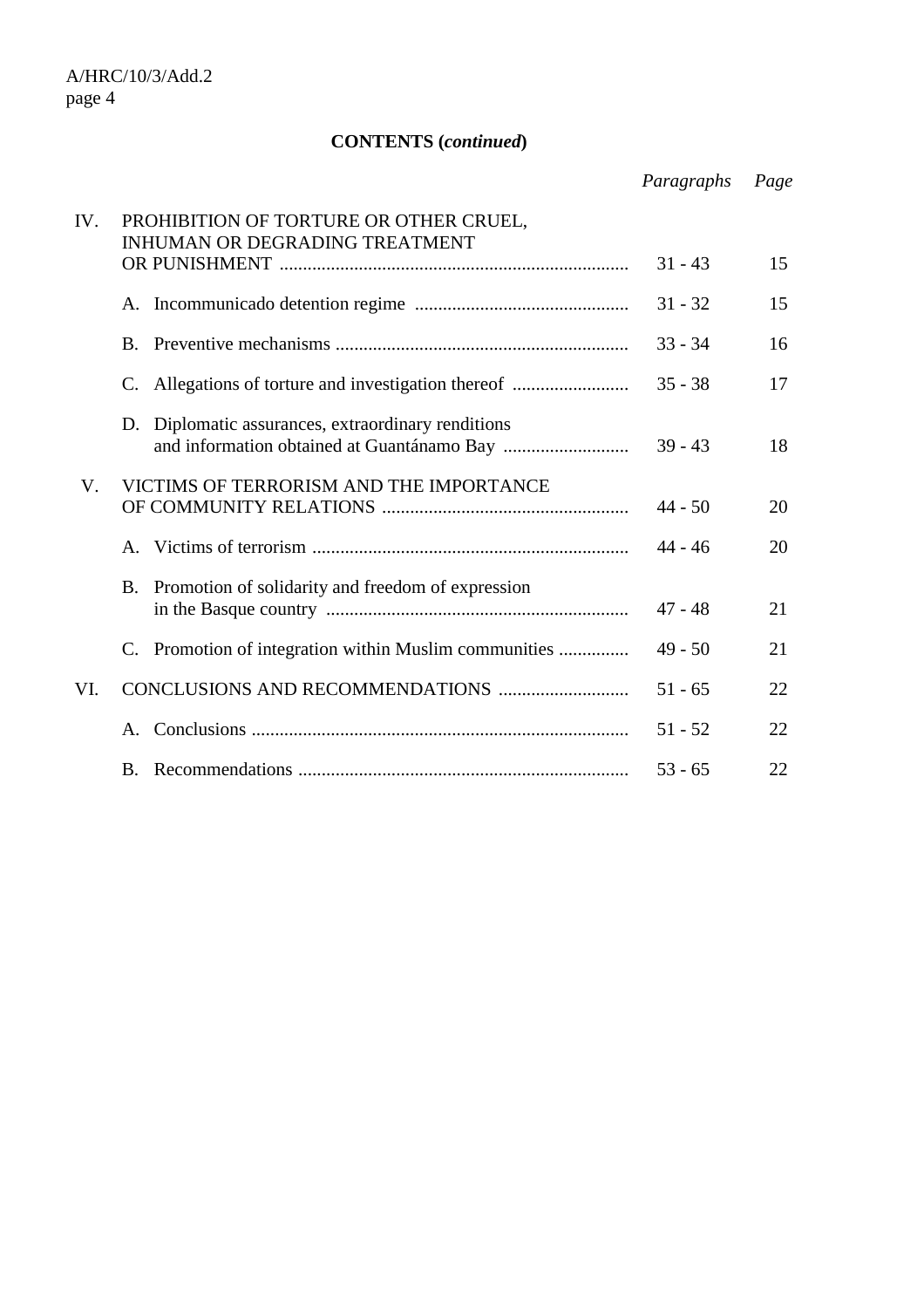**CONTENTS (*continued*)**

| | | *Paragraphs* | *Page* |
|---|---|---|---|
| IV. | PROHIBITION OF TORTURE OR OTHER CRUEL, INHUMAN OR DEGRADING TREATMENT OR PUNISHMENT | 31 - 43 | 15 |
| | A. Incommunicado detention regime | 31 - 32 | 15 |
| | B. Preventive mechanisms | 33 - 34 | 16 |
| | C. Allegations of torture and investigation thereof | 35 - 38 | 17 |
| | D. Diplomatic assurances, extraordinary renditions and information obtained at Guantánamo Bay | 39 - 43 | 18 |
| V. | VICTIMS OF TERRORISM AND THE IMPORTANCE OF COMMUNITY RELATIONS | 44 - 50 | 20 |
| | A. Victims of terrorism | 44 - 46 | 20 |
| | B. Promotion of solidarity and freedom of expression in the Basque country | 47 - 48 | 21 |
| | C. Promotion of integration within Muslim communities | 49 - 50 | 21 |
| VI. | CONCLUSIONS AND RECOMMENDATIONS | 51 - 65 | 22 |
| | A. Conclusions | 51 - 52 | 22 |
| | B. Recommendations | 53 - 65 | 22 |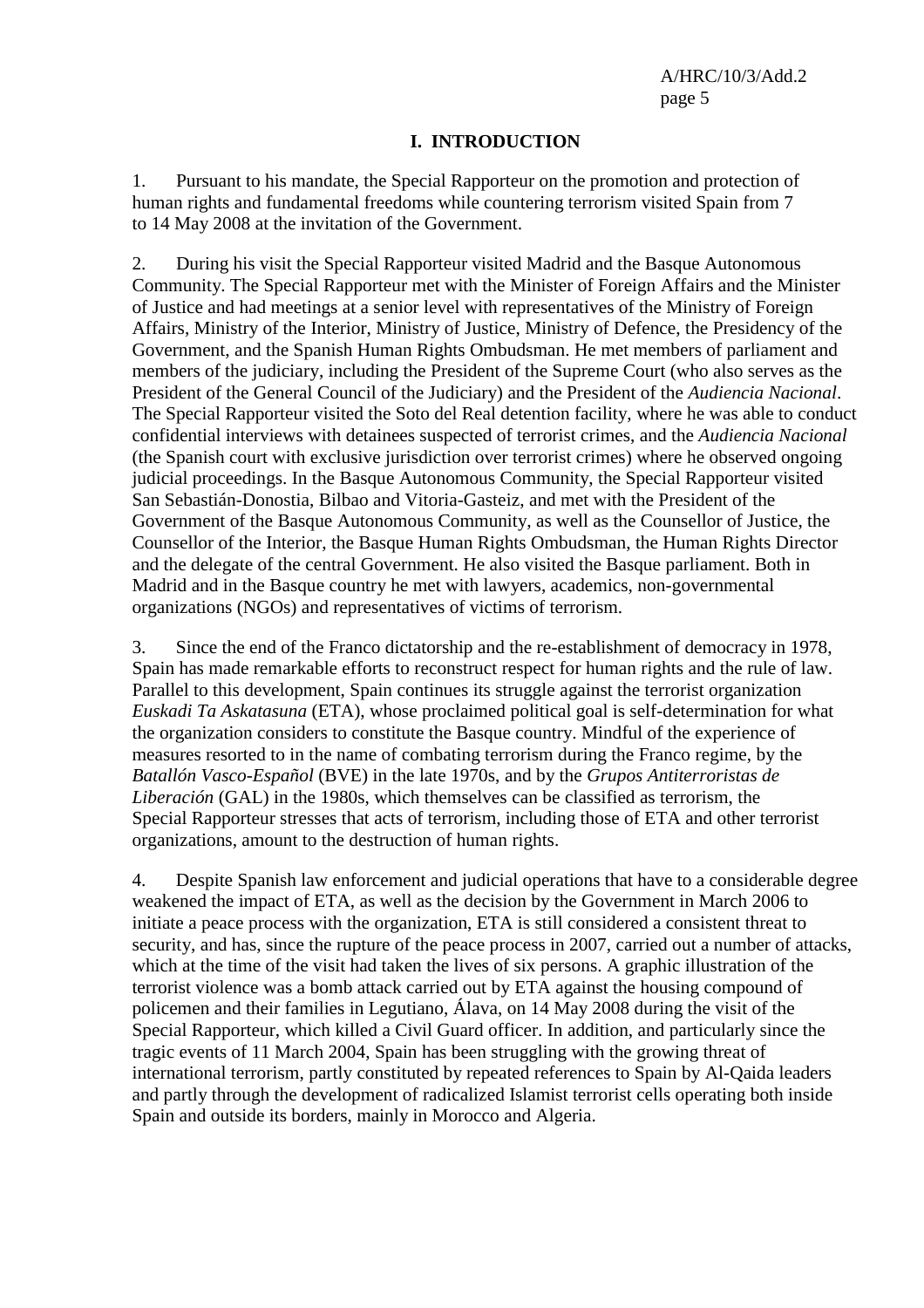# I. INTRODUCTION

1. Pursuant to his mandate, the Special Rapporteur on the promotion and protection of human rights and fundamental freedoms while countering terrorism visited Spain from 7 to 14 May 2008 at the invitation of the Government.

2. During his visit the Special Rapporteur visited Madrid and the Basque Autonomous Community. The Special Rapporteur met with the Minister of Foreign Affairs and the Minister of Justice and had meetings at a senior level with representatives of the Ministry of Foreign Affairs, Ministry of the Interior, Ministry of Justice, Ministry of Defence, the Presidency of the Government, and the Spanish Human Rights Ombudsman. He met members of parliament and members of the judiciary, including the President of the Supreme Court (who also serves as the President of the General Council of the Judiciary) and the President of the *Audiencia Nacional*. The Special Rapporteur visited the Soto del Real detention facility, where he was able to conduct confidential interviews with detainees suspected of terrorist crimes, and the *Audiencia Nacional* (the Spanish court with exclusive jurisdiction over terrorist crimes) where he observed ongoing judicial proceedings. In the Basque Autonomous Community, the Special Rapporteur visited San Sebastián-Donostia, Bilbao and Vitoria-Gasteiz, and met with the President of the Government of the Basque Autonomous Community, as well as the Counsellor of Justice, the Counsellor of the Interior, the Basque Human Rights Ombudsman, the Human Rights Director and the delegate of the central Government. He also visited the Basque parliament. Both in Madrid and in the Basque country he met with lawyers, academics, non-governmental organizations (NGOs) and representatives of victims of terrorism.

3. Since the end of the Franco dictatorship and the re-establishment of democracy in 1978, Spain has made remarkable efforts to reconstruct respect for human rights and the rule of law. Parallel to this development, Spain continues its struggle against the terrorist organization *Euskadi Ta Askatasuna* (ETA), whose proclaimed political goal is self-determination for what the organization considers to constitute the Basque country. Mindful of the experience of measures resorted to in the name of combating terrorism during the Franco regime, by the *Batallón Vasco-Español* (BVE) in the late 1970s, and by the *Grupos Antiterroristas de Liberación* (GAL) in the 1980s, which themselves can be classified as terrorism, the Special Rapporteur stresses that acts of terrorism, including those of ETA and other terrorist organizations, amount to the destruction of human rights.

4. Despite Spanish law enforcement and judicial operations that have to a considerable degree weakened the impact of ETA, as well as the decision by the Government in March 2006 to initiate a peace process with the organization, ETA is still considered a consistent threat to security, and has, since the rupture of the peace process in 2007, carried out a number of attacks, which at the time of the visit had taken the lives of six persons. A graphic illustration of the terrorist violence was a bomb attack carried out by ETA against the housing compound of policemen and their families in Legutiano, Álava, on 14 May 2008 during the visit of the Special Rapporteur, which killed a Civil Guard officer. In addition, and particularly since the tragic events of 11 March 2004, Spain has been struggling with the growing threat of international terrorism, partly constituted by repeated references to Spain by Al-Qaida leaders and partly through the development of radicalized Islamist terrorist cells operating both inside Spain and outside its borders, mainly in Morocco and Algeria.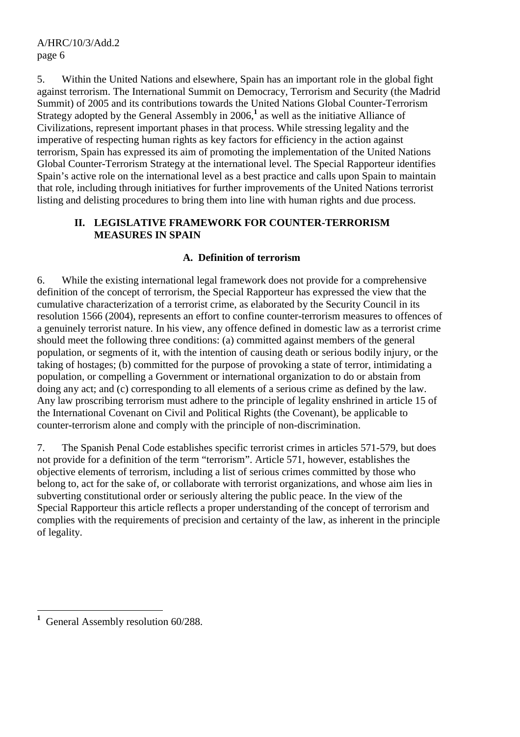5. Within the United Nations and elsewhere, Spain has an important role in the global fight against terrorism. The International Summit on Democracy, Terrorism and Security (the Madrid Summit) of 2005 and its contributions towards the United Nations Global Counter-Terrorism Strategy adopted by the General Assembly in 2006,[1] as well as the initiative Alliance of Civilizations, represent important phases in that process. While stressing legality and the imperative of respecting human rights as key factors for efficiency in the action against terrorism, Spain has expressed its aim of promoting the implementation of the United Nations Global Counter-Terrorism Strategy at the international level. The Special Rapporteur identifies Spain's active role on the international level as a best practice and calls upon Spain to maintain that role, including through initiatives for further improvements of the United Nations terrorist listing and delisting procedures to bring them into line with human rights and due process.

## II. LEGISLATIVE FRAMEWORK FOR COUNTER-TERRORISM MEASURES IN SPAIN

### A. Definition of terrorism

6. While the existing international legal framework does not provide for a comprehensive definition of the concept of terrorism, the Special Rapporteur has expressed the view that the cumulative characterization of a terrorist crime, as elaborated by the Security Council in its resolution 1566 (2004), represents an effort to confine counter-terrorism measures to offences of a genuinely terrorist nature. In his view, any offence defined in domestic law as a terrorist crime should meet the following three conditions: (a) committed against members of the general population, or segments of it, with the intention of causing death or serious bodily injury, or the taking of hostages; (b) committed for the purpose of provoking a state of terror, intimidating a population, or compelling a Government or international organization to do or abstain from doing any act; and (c) corresponding to all elements of a serious crime as defined by the law. Any law proscribing terrorism must adhere to the principle of legality enshrined in article 15 of the International Covenant on Civil and Political Rights (the Covenant), be applicable to counter-terrorism alone and comply with the principle of non-discrimination.

7. The Spanish Penal Code establishes specific terrorist crimes in articles 571-579, but does not provide for a definition of the term "terrorism". Article 571, however, establishes the objective elements of terrorism, including a list of serious crimes committed by those who belong to, act for the sake of, or collaborate with terrorist organizations, and whose aim lies in subverting constitutional order or seriously altering the public peace. In the view of the Special Rapporteur this article reflects a proper understanding of the concept of terrorism and complies with the requirements of precision and certainty of the law, as inherent in the principle of legality.

---

[1] General Assembly resolution 60/288.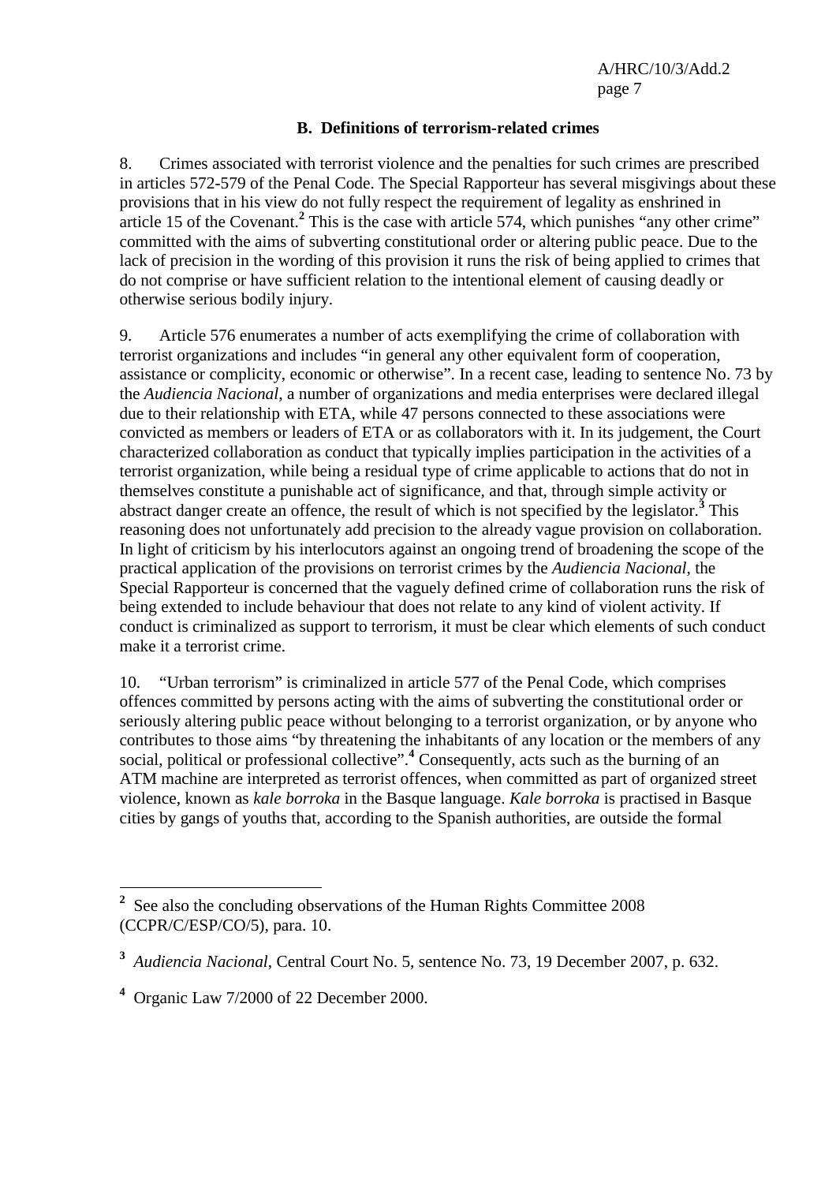### B. Definitions of terrorism-related crimes

8. Crimes associated with terrorist violence and the penalties for such crimes are prescribed in articles 572-579 of the Penal Code. The Special Rapporteur has several misgivings about these provisions that in his view do not fully respect the requirement of legality as enshrined in article 15 of the Covenant.[2] This is the case with article 574, which punishes "any other crime" committed with the aims of subverting constitutional order or altering public peace. Due to the lack of precision in the wording of this provision it runs the risk of being applied to crimes that do not comprise or have sufficient relation to the intentional element of causing deadly or otherwise serious bodily injury.

9. Article 576 enumerates a number of acts exemplifying the crime of collaboration with terrorist organizations and includes "in general any other equivalent form of cooperation, assistance or complicity, economic or otherwise". In a recent case, leading to sentence No. 73 by the *Audiencia Nacional*, a number of organizations and media enterprises were declared illegal due to their relationship with ETA, while 47 persons connected to these associations were convicted as members or leaders of ETA or as collaborators with it. In its judgement, the Court characterized collaboration as conduct that typically implies participation in the activities of a terrorist organization, while being a residual type of crime applicable to actions that do not in themselves constitute a punishable act of significance, and that, through simple activity or abstract danger create an offence, the result of which is not specified by the legislator.[3] This reasoning does not unfortunately add precision to the already vague provision on collaboration. In light of criticism by his interlocutors against an ongoing trend of broadening the scope of the practical application of the provisions on terrorist crimes by the *Audiencia Nacional*, the Special Rapporteur is concerned that the vaguely defined crime of collaboration runs the risk of being extended to include behaviour that does not relate to any kind of violent activity. If conduct is criminalized as support to terrorism, it must be clear which elements of such conduct make it a terrorist crime.

10. "Urban terrorism" is criminalized in article 577 of the Penal Code, which comprises offences committed by persons acting with the aims of subverting the constitutional order or seriously altering public peace without belonging to a terrorist organization, or by anyone who contributes to those aims "by threatening the inhabitants of any location or the members of any social, political or professional collective".[4] Consequently, acts such as the burning of an ATM machine are interpreted as terrorist offences, when committed as part of organized street violence, known as *kale borroka* in the Basque language. *Kale borroka* is practised in Basque cities by gangs of youths that, according to the Spanish authorities, are outside the formal

---

[2] See also the concluding observations of the Human Rights Committee 2008 (CCPR/C/ESP/CO/5), para. 10.

[3] *Audiencia Nacional*, Central Court No. 5, sentence No. 73, 19 December 2007, p. 632.

[4] Organic Law 7/2000 of 22 December 2000.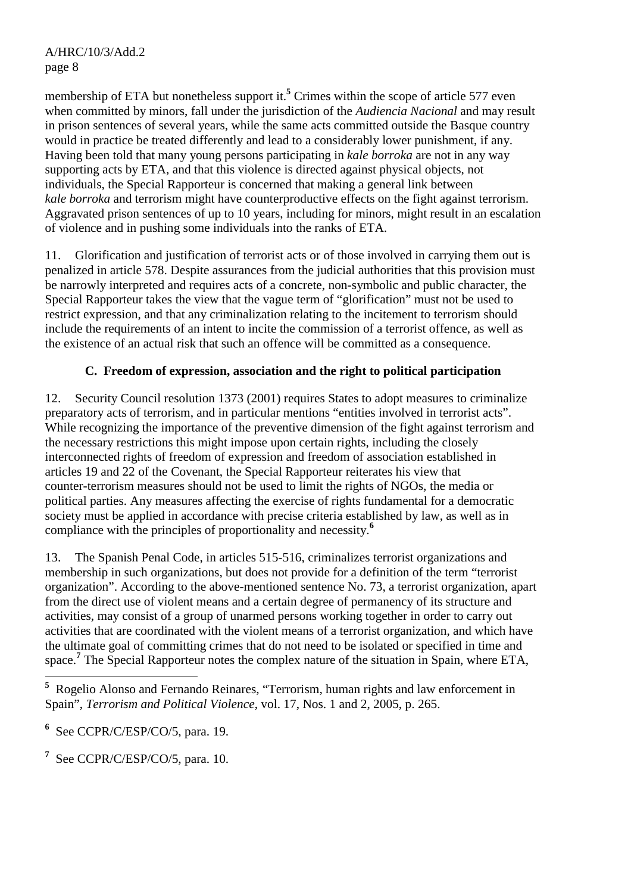membership of ETA but nonetheless support it.[5] Crimes within the scope of article 577 even when committed by minors, fall under the jurisdiction of the *Audiencia Nacional* and may result in prison sentences of several years, while the same acts committed outside the Basque country would in practice be treated differently and lead to a considerably lower punishment, if any. Having been told that many young persons participating in *kale borroka* are not in any way supporting acts by ETA, and that this violence is directed against physical objects, not individuals, the Special Rapporteur is concerned that making a general link between *kale borroka* and terrorism might have counterproductive effects on the fight against terrorism. Aggravated prison sentences of up to 10 years, including for minors, might result in an escalation of violence and in pushing some individuals into the ranks of ETA.

11. Glorification and justification of terrorist acts or of those involved in carrying them out is penalized in article 578. Despite assurances from the judicial authorities that this provision must be narrowly interpreted and requires acts of a concrete, non-symbolic and public character, the Special Rapporteur takes the view that the vague term of "glorification" must not be used to restrict expression, and that any criminalization relating to the incitement to terrorism should include the requirements of an intent to incite the commission of a terrorist offence, as well as the existence of an actual risk that such an offence will be committed as a consequence.

### C. Freedom of expression, association and the right to political participation

12. Security Council resolution 1373 (2001) requires States to adopt measures to criminalize preparatory acts of terrorism, and in particular mentions "entities involved in terrorist acts". While recognizing the importance of the preventive dimension of the fight against terrorism and the necessary restrictions this might impose upon certain rights, including the closely interconnected rights of freedom of expression and freedom of association established in articles 19 and 22 of the Covenant, the Special Rapporteur reiterates his view that counter-terrorism measures should not be used to limit the rights of NGOs, the media or political parties. Any measures affecting the exercise of rights fundamental for a democratic society must be applied in accordance with precise criteria established by law, as well as in compliance with the principles of proportionality and necessity.[6]

13. The Spanish Penal Code, in articles 515-516, criminalizes terrorist organizations and membership in such organizations, but does not provide for a definition of the term "terrorist organization". According to the above-mentioned sentence No. 73, a terrorist organization, apart from the direct use of violent means and a certain degree of permanency of its structure and activities, may consist of a group of unarmed persons working together in order to carry out activities that are coordinated with the violent means of a terrorist organization, and which have the ultimate goal of committing crimes that do not need to be isolated or specified in time and space.[7] The Special Rapporteur notes the complex nature of the situation in Spain, where ETA,

---

[5] Rogelio Alonso and Fernando Reinares, "Terrorism, human rights and law enforcement in Spain", *Terrorism and Political Violence*, vol. 17, Nos. 1 and 2, 2005, p. 265.

[6] See CCPR/C/ESP/CO/5, para. 19.

[7] See CCPR/C/ESP/CO/5, para. 10.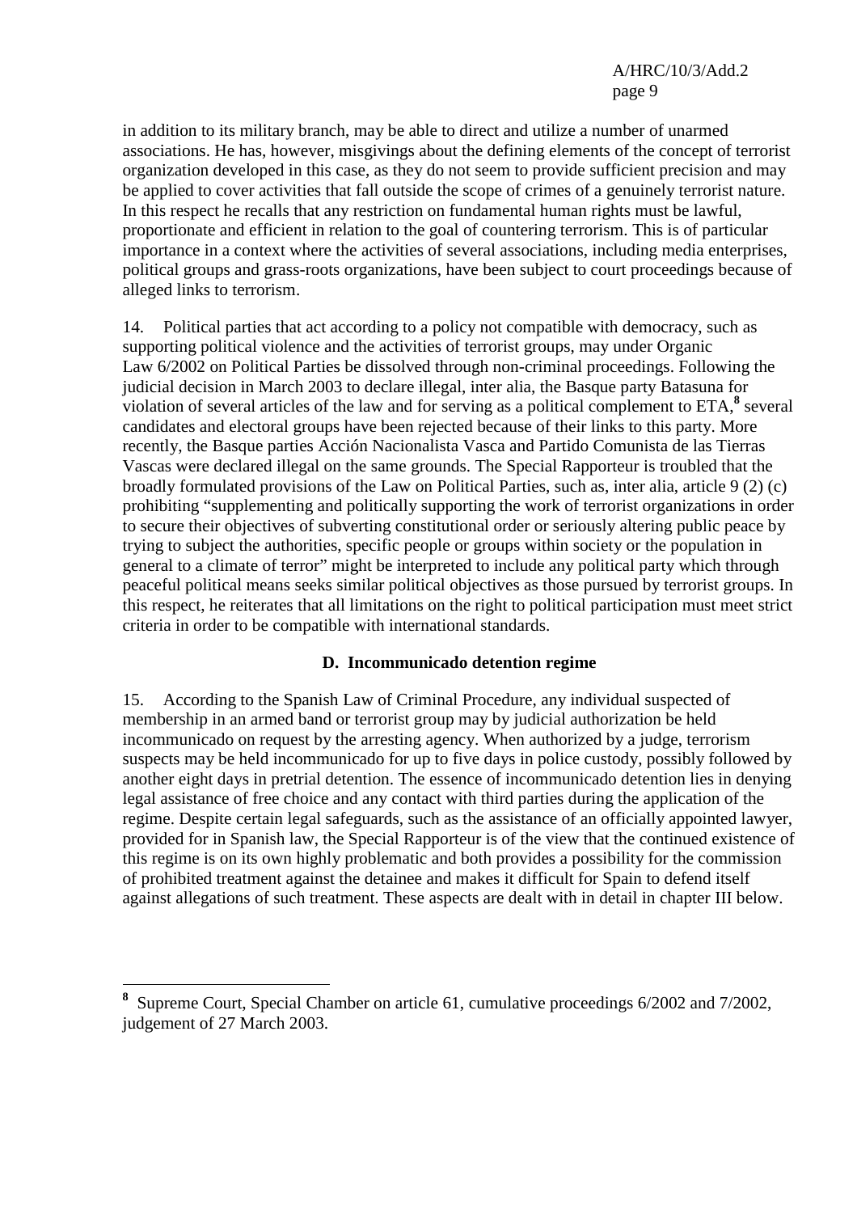in addition to its military branch, may be able to direct and utilize a number of unarmed associations. He has, however, misgivings about the defining elements of the concept of terrorist organization developed in this case, as they do not seem to provide sufficient precision and may be applied to cover activities that fall outside the scope of crimes of a genuinely terrorist nature. In this respect he recalls that any restriction on fundamental human rights must be lawful, proportionate and efficient in relation to the goal of countering terrorism. This is of particular importance in a context where the activities of several associations, including media enterprises, political groups and grass-roots organizations, have been subject to court proceedings because of alleged links to terrorism.

14. Political parties that act according to a policy not compatible with democracy, such as supporting political violence and the activities of terrorist groups, may under Organic Law 6/2002 on Political Parties be dissolved through non-criminal proceedings. Following the judicial decision in March 2003 to declare illegal, inter alia, the Basque party Batasuna for violation of several articles of the law and for serving as a political complement to ETA,[8] several candidates and electoral groups have been rejected because of their links to this party. More recently, the Basque parties Acción Nacionalista Vasca and Partido Comunista de las Tierras Vascas were declared illegal on the same grounds. The Special Rapporteur is troubled that the broadly formulated provisions of the Law on Political Parties, such as, inter alia, article 9 (2) (c) prohibiting "supplementing and politically supporting the work of terrorist organizations in order to secure their objectives of subverting constitutional order or seriously altering public peace by trying to subject the authorities, specific people or groups within society or the population in general to a climate of terror" might be interpreted to include any political party which through peaceful political means seeks similar political objectives as those pursued by terrorist groups. In this respect, he reiterates that all limitations on the right to political participation must meet strict criteria in order to be compatible with international standards.

### D. Incommunicado detention regime

15. According to the Spanish Law of Criminal Procedure, any individual suspected of membership in an armed band or terrorist group may by judicial authorization be held incommunicado on request by the arresting agency. When authorized by a judge, terrorism suspects may be held incommunicado for up to five days in police custody, possibly followed by another eight days in pretrial detention. The essence of incommunicado detention lies in denying legal assistance of free choice and any contact with third parties during the application of the regime. Despite certain legal safeguards, such as the assistance of an officially appointed lawyer, provided for in Spanish law, the Special Rapporteur is of the view that the continued existence of this regime is on its own highly problematic and both provides a possibility for the commission of prohibited treatment against the detainee and makes it difficult for Spain to defend itself against allegations of such treatment. These aspects are dealt with in detail in chapter III below.

---

[8] Supreme Court, Special Chamber on article 61, cumulative proceedings 6/2002 and 7/2002, judgement of 27 March 2003.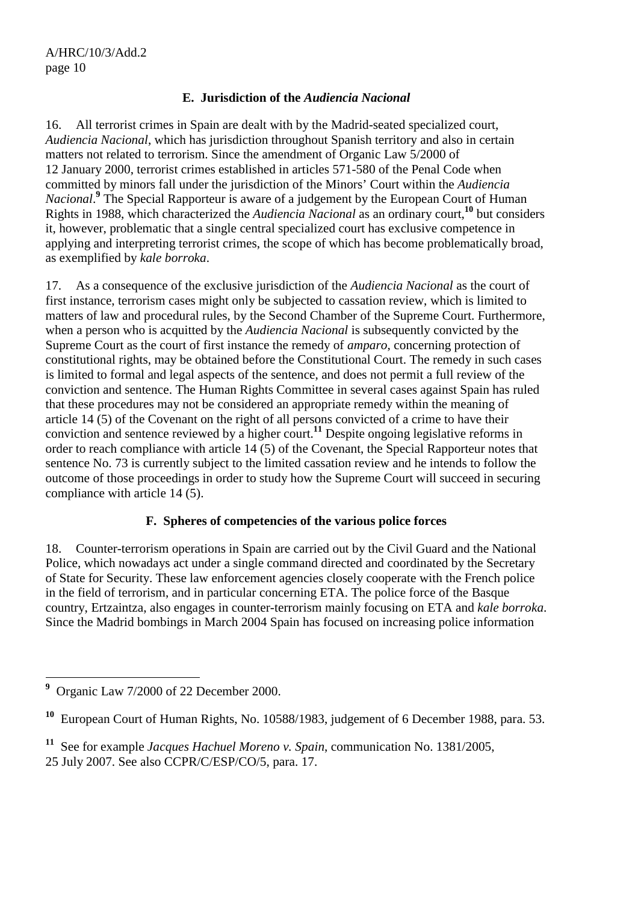### E. Jurisdiction of the *Audiencia Nacional*

16. All terrorist crimes in Spain are dealt with by the Madrid-seated specialized court, *Audiencia Nacional*, which has jurisdiction throughout Spanish territory and also in certain matters not related to terrorism. Since the amendment of Organic Law 5/2000 of 12 January 2000, terrorist crimes established in articles 571-580 of the Penal Code when committed by minors fall under the jurisdiction of the Minors' Court within the *Audiencia Nacional*.[9] The Special Rapporteur is aware of a judgement by the European Court of Human Rights in 1988, which characterized the *Audiencia Nacional* as an ordinary court,[10] but considers it, however, problematic that a single central specialized court has exclusive competence in applying and interpreting terrorist crimes, the scope of which has become problematically broad, as exemplified by *kale borroka*.

17. As a consequence of the exclusive jurisdiction of the *Audiencia Nacional* as the court of first instance, terrorism cases might only be subjected to cassation review, which is limited to matters of law and procedural rules, by the Second Chamber of the Supreme Court. Furthermore, when a person who is acquitted by the *Audiencia Nacional* is subsequently convicted by the Supreme Court as the court of first instance the remedy of *amparo*, concerning protection of constitutional rights, may be obtained before the Constitutional Court. The remedy in such cases is limited to formal and legal aspects of the sentence, and does not permit a full review of the conviction and sentence. The Human Rights Committee in several cases against Spain has ruled that these procedures may not be considered an appropriate remedy within the meaning of article 14 (5) of the Covenant on the right of all persons convicted of a crime to have their conviction and sentence reviewed by a higher court.[11] Despite ongoing legislative reforms in order to reach compliance with article 14 (5) of the Covenant, the Special Rapporteur notes that sentence No. 73 is currently subject to the limited cassation review and he intends to follow the outcome of those proceedings in order to study how the Supreme Court will succeed in securing compliance with article 14 (5).

### F. Spheres of competencies of the various police forces

18. Counter-terrorism operations in Spain are carried out by the Civil Guard and the National Police, which nowadays act under a single command directed and coordinated by the Secretary of State for Security. These law enforcement agencies closely cooperate with the French police in the field of terrorism, and in particular concerning ETA. The police force of the Basque country, Ertzaintza, also engages in counter-terrorism mainly focusing on ETA and *kale borroka*. Since the Madrid bombings in March 2004 Spain has focused on increasing police information

---

[9] Organic Law 7/2000 of 22 December 2000.

[10] European Court of Human Rights, No. 10588/1983, judgement of 6 December 1988, para. 53.

[11] See for example *Jacques Hachuel Moreno v. Spain*, communication No. 1381/2005, 25 July 2007. See also CCPR/C/ESP/CO/5, para. 17.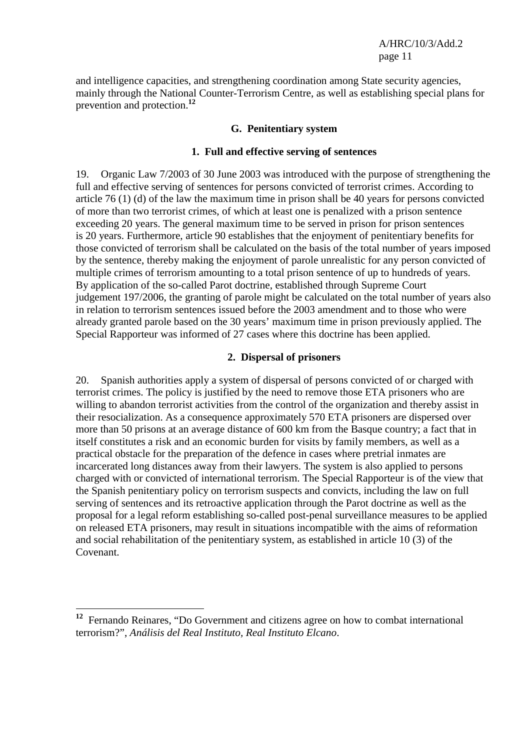and intelligence capacities, and strengthening coordination among State security agencies, mainly through the National Counter-Terrorism Centre, as well as establishing special plans for prevention and protection.[12]

### G. Penitentiary system

#### 1. Full and effective serving of sentences

19. Organic Law 7/2003 of 30 June 2003 was introduced with the purpose of strengthening the full and effective serving of sentences for persons convicted of terrorist crimes. According to article 76 (1) (d) of the law the maximum time in prison shall be 40 years for persons convicted of more than two terrorist crimes, of which at least one is penalized with a prison sentence exceeding 20 years. The general maximum time to be served in prison for prison sentences is 20 years. Furthermore, article 90 establishes that the enjoyment of penitentiary benefits for those convicted of terrorism shall be calculated on the basis of the total number of years imposed by the sentence, thereby making the enjoyment of parole unrealistic for any person convicted of multiple crimes of terrorism amounting to a total prison sentence of up to hundreds of years. By application of the so-called Parot doctrine, established through Supreme Court judgement 197/2006, the granting of parole might be calculated on the total number of years also in relation to terrorism sentences issued before the 2003 amendment and to those who were already granted parole based on the 30 years' maximum time in prison previously applied. The Special Rapporteur was informed of 27 cases where this doctrine has been applied.

#### 2. Dispersal of prisoners

20. Spanish authorities apply a system of dispersal of persons convicted of or charged with terrorist crimes. The policy is justified by the need to remove those ETA prisoners who are willing to abandon terrorist activities from the control of the organization and thereby assist in their resocialization. As a consequence approximately 570 ETA prisoners are dispersed over more than 50 prisons at an average distance of 600 km from the Basque country; a fact that in itself constitutes a risk and an economic burden for visits by family members, as well as a practical obstacle for the preparation of the defence in cases where pretrial inmates are incarcerated long distances away from their lawyers. The system is also applied to persons charged with or convicted of international terrorism. The Special Rapporteur is of the view that the Spanish penitentiary policy on terrorism suspects and convicts, including the law on full serving of sentences and its retroactive application through the Parot doctrine as well as the proposal for a legal reform establishing so-called post-penal surveillance measures to be applied on released ETA prisoners, may result in situations incompatible with the aims of reformation and social rehabilitation of the penitentiary system, as established in article 10 (3) of the Covenant.

---

[12] Fernando Reinares, "Do Government and citizens agree on how to combat international terrorism?", *Análisis del Real Instituto, Real Instituto Elcano*.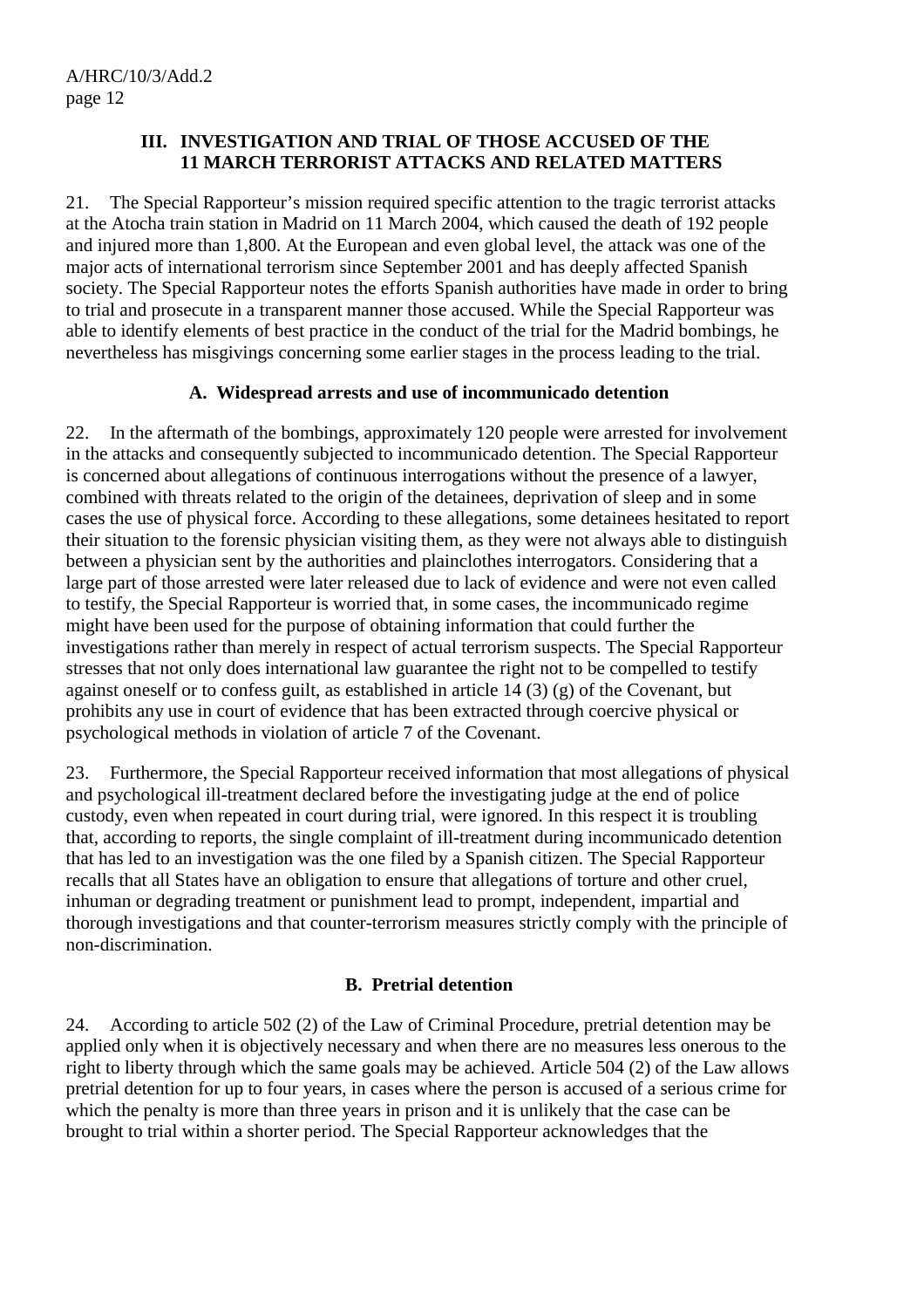## III. INVESTIGATION AND TRIAL OF THOSE ACCUSED OF THE 11 MARCH TERRORIST ATTACKS AND RELATED MATTERS

21. The Special Rapporteur's mission required specific attention to the tragic terrorist attacks at the Atocha train station in Madrid on 11 March 2004, which caused the death of 192 people and injured more than 1,800. At the European and even global level, the attack was one of the major acts of international terrorism since September 2001 and has deeply affected Spanish society. The Special Rapporteur notes the efforts Spanish authorities have made in order to bring to trial and prosecute in a transparent manner those accused. While the Special Rapporteur was able to identify elements of best practice in the conduct of the trial for the Madrid bombings, he nevertheless has misgivings concerning some earlier stages in the process leading to the trial.

### A. Widespread arrests and use of incommunicado detention

22. In the aftermath of the bombings, approximately 120 people were arrested for involvement in the attacks and consequently subjected to incommunicado detention. The Special Rapporteur is concerned about allegations of continuous interrogations without the presence of a lawyer, combined with threats related to the origin of the detainees, deprivation of sleep and in some cases the use of physical force. According to these allegations, some detainees hesitated to report their situation to the forensic physician visiting them, as they were not always able to distinguish between a physician sent by the authorities and plainclothes interrogators. Considering that a large part of those arrested were later released due to lack of evidence and were not even called to testify, the Special Rapporteur is worried that, in some cases, the incommunicado regime might have been used for the purpose of obtaining information that could further the investigations rather than merely in respect of actual terrorism suspects. The Special Rapporteur stresses that not only does international law guarantee the right not to be compelled to testify against oneself or to confess guilt, as established in article 14 (3) (g) of the Covenant, but prohibits any use in court of evidence that has been extracted through coercive physical or psychological methods in violation of article 7 of the Covenant.

23. Furthermore, the Special Rapporteur received information that most allegations of physical and psychological ill-treatment declared before the investigating judge at the end of police custody, even when repeated in court during trial, were ignored. In this respect it is troubling that, according to reports, the single complaint of ill-treatment during incommunicado detention that has led to an investigation was the one filed by a Spanish citizen. The Special Rapporteur recalls that all States have an obligation to ensure that allegations of torture and other cruel, inhuman or degrading treatment or punishment lead to prompt, independent, impartial and thorough investigations and that counter-terrorism measures strictly comply with the principle of non-discrimination.

### B. Pretrial detention

24. According to article 502 (2) of the Law of Criminal Procedure, pretrial detention may be applied only when it is objectively necessary and when there are no measures less onerous to the right to liberty through which the same goals may be achieved. Article 504 (2) of the Law allows pretrial detention for up to four years, in cases where the person is accused of a serious crime for which the penalty is more than three years in prison and it is unlikely that the case can be brought to trial within a shorter period. The Special Rapporteur acknowledges that the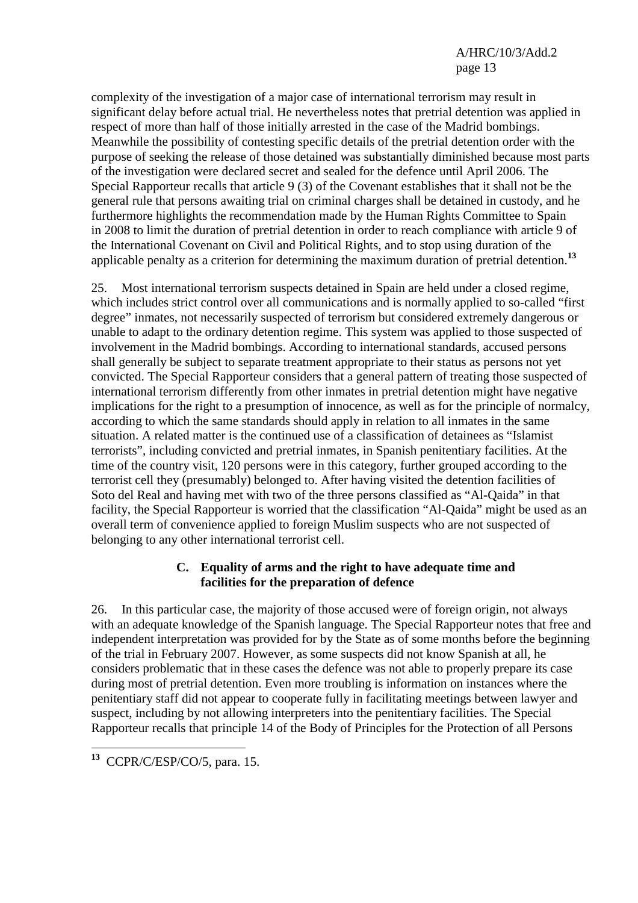complexity of the investigation of a major case of international terrorism may result in significant delay before actual trial. He nevertheless notes that pretrial detention was applied in respect of more than half of those initially arrested in the case of the Madrid bombings. Meanwhile the possibility of contesting specific details of the pretrial detention order with the purpose of seeking the release of those detained was substantially diminished because most parts of the investigation were declared secret and sealed for the defence until April 2006. The Special Rapporteur recalls that article 9 (3) of the Covenant establishes that it shall not be the general rule that persons awaiting trial on criminal charges shall be detained in custody, and he furthermore highlights the recommendation made by the Human Rights Committee to Spain in 2008 to limit the duration of pretrial detention in order to reach compliance with article 9 of the International Covenant on Civil and Political Rights, and to stop using duration of the applicable penalty as a criterion for determining the maximum duration of pretrial detention.[13]

25. Most international terrorism suspects detained in Spain are held under a closed regime, which includes strict control over all communications and is normally applied to so-called "first degree" inmates, not necessarily suspected of terrorism but considered extremely dangerous or unable to adapt to the ordinary detention regime. This system was applied to those suspected of involvement in the Madrid bombings. According to international standards, accused persons shall generally be subject to separate treatment appropriate to their status as persons not yet convicted. The Special Rapporteur considers that a general pattern of treating those suspected of international terrorism differently from other inmates in pretrial detention might have negative implications for the right to a presumption of innocence, as well as for the principle of normalcy, according to which the same standards should apply in relation to all inmates in the same situation. A related matter is the continued use of a classification of detainees as "Islamist terrorists", including convicted and pretrial inmates, in Spanish penitentiary facilities. At the time of the country visit, 120 persons were in this category, further grouped according to the terrorist cell they (presumably) belonged to. After having visited the detention facilities of Soto del Real and having met with two of the three persons classified as "Al-Qaida" in that facility, the Special Rapporteur is worried that the classification "Al-Qaida" might be used as an overall term of convenience applied to foreign Muslim suspects who are not suspected of belonging to any other international terrorist cell.

### C. Equality of arms and the right to have adequate time and facilities for the preparation of defence

26. In this particular case, the majority of those accused were of foreign origin, not always with an adequate knowledge of the Spanish language. The Special Rapporteur notes that free and independent interpretation was provided for by the State as of some months before the beginning of the trial in February 2007. However, as some suspects did not know Spanish at all, he considers problematic that in these cases the defence was not able to properly prepare its case during most of pretrial detention. Even more troubling is information on instances where the penitentiary staff did not appear to cooperate fully in facilitating meetings between lawyer and suspect, including by not allowing interpreters into the penitentiary facilities. The Special Rapporteur recalls that principle 14 of the Body of Principles for the Protection of all Persons

---

[13] CCPR/C/ESP/CO/5, para. 15.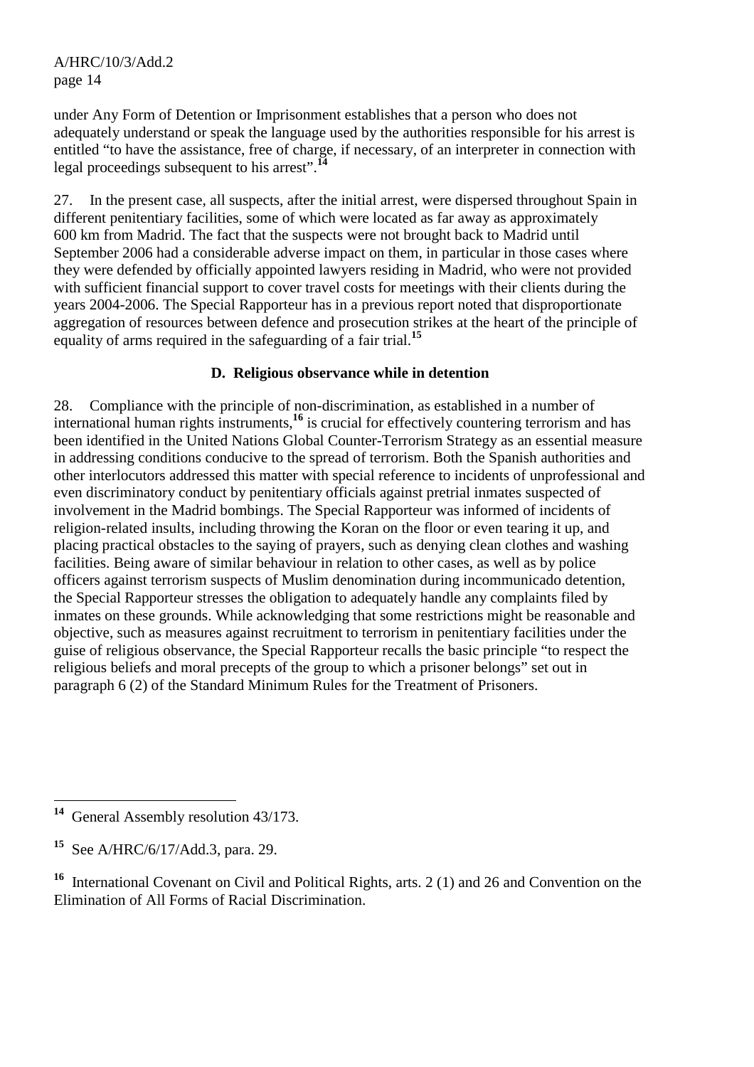under Any Form of Detention or Imprisonment establishes that a person who does not adequately understand or speak the language used by the authorities responsible for his arrest is entitled "to have the assistance, free of charge, if necessary, of an interpreter in connection with legal proceedings subsequent to his arrest".[14]

27. In the present case, all suspects, after the initial arrest, were dispersed throughout Spain in different penitentiary facilities, some of which were located as far away as approximately 600 km from Madrid. The fact that the suspects were not brought back to Madrid until September 2006 had a considerable adverse impact on them, in particular in those cases where they were defended by officially appointed lawyers residing in Madrid, who were not provided with sufficient financial support to cover travel costs for meetings with their clients during the years 2004-2006. The Special Rapporteur has in a previous report noted that disproportionate aggregation of resources between defence and prosecution strikes at the heart of the principle of equality of arms required in the safeguarding of a fair trial.[15]

### D. Religious observance while in detention

28. Compliance with the principle of non-discrimination, as established in a number of international human rights instruments,[16] is crucial for effectively countering terrorism and has been identified in the United Nations Global Counter-Terrorism Strategy as an essential measure in addressing conditions conducive to the spread of terrorism. Both the Spanish authorities and other interlocutors addressed this matter with special reference to incidents of unprofessional and even discriminatory conduct by penitentiary officials against pretrial inmates suspected of involvement in the Madrid bombings. The Special Rapporteur was informed of incidents of religion-related insults, including throwing the Koran on the floor or even tearing it up, and placing practical obstacles to the saying of prayers, such as denying clean clothes and washing facilities. Being aware of similar behaviour in relation to other cases, as well as by police officers against terrorism suspects of Muslim denomination during incommunicado detention, the Special Rapporteur stresses the obligation to adequately handle any complaints filed by inmates on these grounds. While acknowledging that some restrictions might be reasonable and objective, such as measures against recruitment to terrorism in penitentiary facilities under the guise of religious observance, the Special Rapporteur recalls the basic principle "to respect the religious beliefs and moral precepts of the group to which a prisoner belongs" set out in paragraph 6 (2) of the Standard Minimum Rules for the Treatment of Prisoners.

---

[14] General Assembly resolution 43/173.

[15] See A/HRC/6/17/Add.3, para. 29.

[16] International Covenant on Civil and Political Rights, arts. 2 (1) and 26 and Convention on the Elimination of All Forms of Racial Discrimination.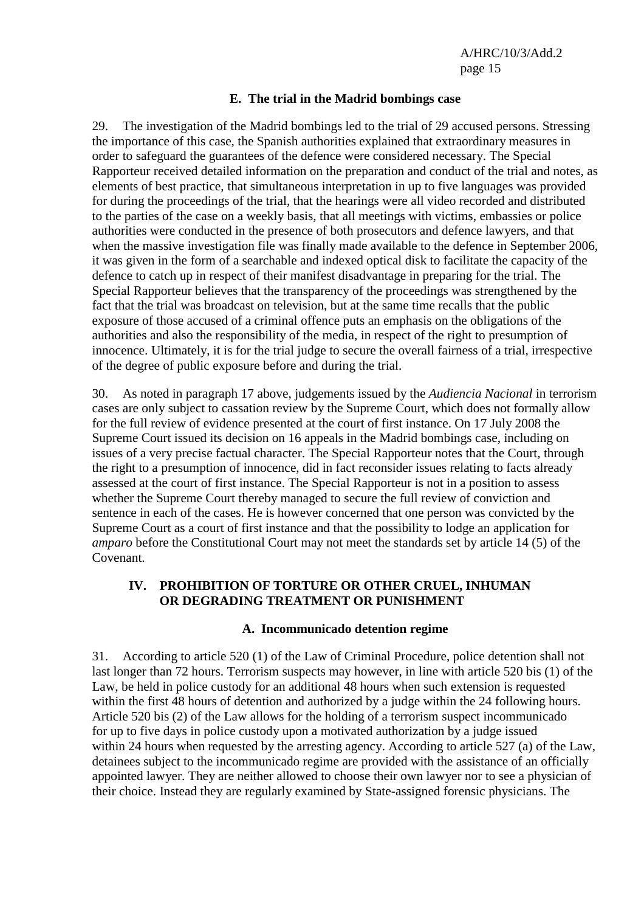### E. The trial in the Madrid bombings case

29. The investigation of the Madrid bombings led to the trial of 29 accused persons. Stressing the importance of this case, the Spanish authorities explained that extraordinary measures in order to safeguard the guarantees of the defence were considered necessary. The Special Rapporteur received detailed information on the preparation and conduct of the trial and notes, as elements of best practice, that simultaneous interpretation in up to five languages was provided for during the proceedings of the trial, that the hearings were all video recorded and distributed to the parties of the case on a weekly basis, that all meetings with victims, embassies or police authorities were conducted in the presence of both prosecutors and defence lawyers, and that when the massive investigation file was finally made available to the defence in September 2006, it was given in the form of a searchable and indexed optical disk to facilitate the capacity of the defence to catch up in respect of their manifest disadvantage in preparing for the trial. The Special Rapporteur believes that the transparency of the proceedings was strengthened by the fact that the trial was broadcast on television, but at the same time recalls that the public exposure of those accused of a criminal offence puts an emphasis on the obligations of the authorities and also the responsibility of the media, in respect of the right to presumption of innocence. Ultimately, it is for the trial judge to secure the overall fairness of a trial, irrespective of the degree of public exposure before and during the trial.

30. As noted in paragraph 17 above, judgements issued by the *Audiencia Nacional* in terrorism cases are only subject to cassation review by the Supreme Court, which does not formally allow for the full review of evidence presented at the court of first instance. On 17 July 2008 the Supreme Court issued its decision on 16 appeals in the Madrid bombings case, including on issues of a very precise factual character. The Special Rapporteur notes that the Court, through the right to a presumption of innocence, did in fact reconsider issues relating to facts already assessed at the court of first instance. The Special Rapporteur is not in a position to assess whether the Supreme Court thereby managed to secure the full review of conviction and sentence in each of the cases. He is however concerned that one person was convicted by the Supreme Court as a court of first instance and that the possibility to lodge an application for *amparo* before the Constitutional Court may not meet the standards set by article 14 (5) of the Covenant.

## IV. PROHIBITION OF TORTURE OR OTHER CRUEL, INHUMAN OR DEGRADING TREATMENT OR PUNISHMENT

### A. Incommunicado detention regime

31. According to article 520 (1) of the Law of Criminal Procedure, police detention shall not last longer than 72 hours. Terrorism suspects may however, in line with article 520 bis (1) of the Law, be held in police custody for an additional 48 hours when such extension is requested within the first 48 hours of detention and authorized by a judge within the 24 following hours. Article 520 bis (2) of the Law allows for the holding of a terrorism suspect incommunicado for up to five days in police custody upon a motivated authorization by a judge issued within 24 hours when requested by the arresting agency. According to article 527 (a) of the Law, detainees subject to the incommunicado regime are provided with the assistance of an officially appointed lawyer. They are neither allowed to choose their own lawyer nor to see a physician of their choice. Instead they are regularly examined by State-assigned forensic physicians. The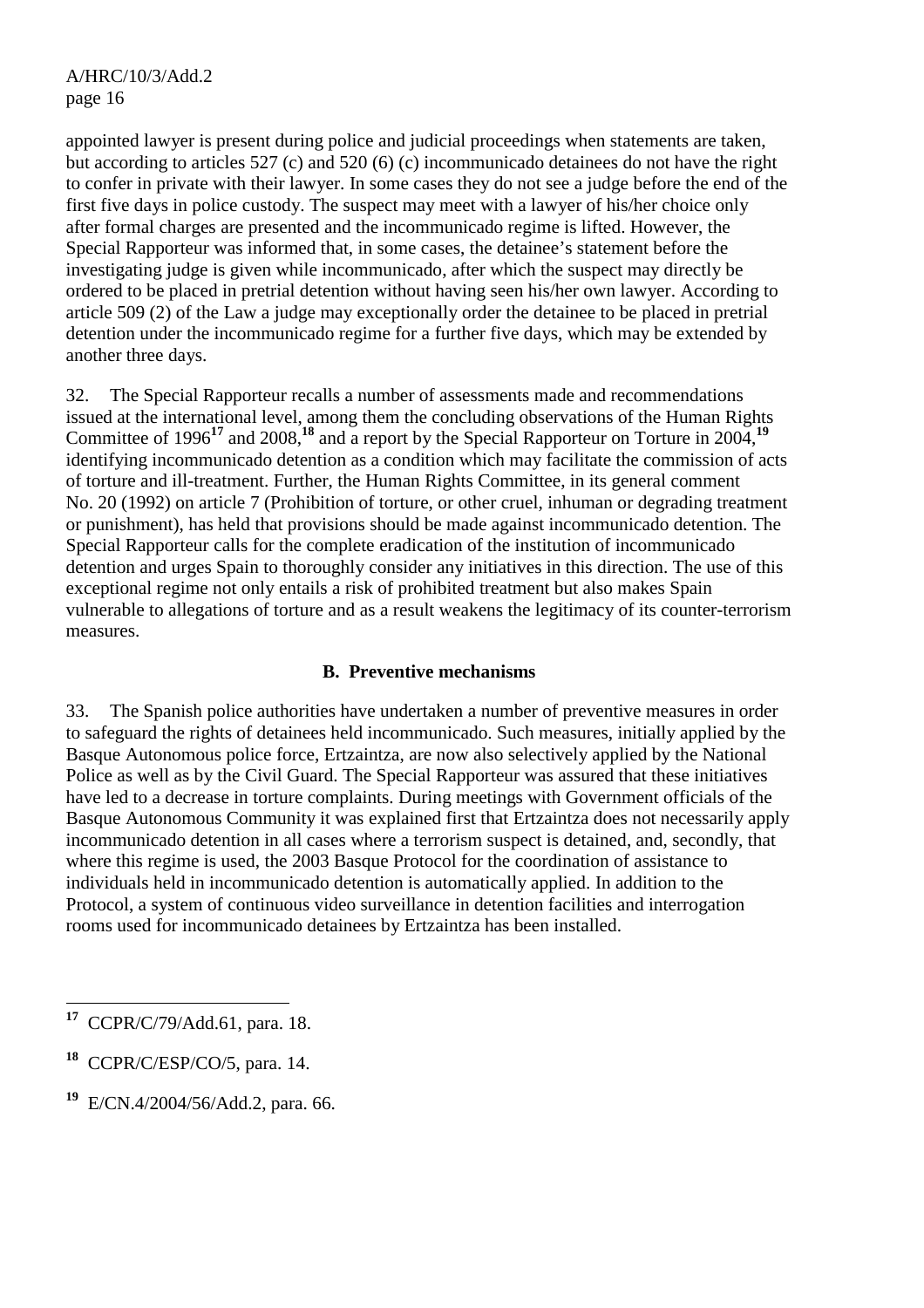appointed lawyer is present during police and judicial proceedings when statements are taken, but according to articles 527 (c) and 520 (6) (c) incommunicado detainees do not have the right to confer in private with their lawyer. In some cases they do not see a judge before the end of the first five days in police custody. The suspect may meet with a lawyer of his/her choice only after formal charges are presented and the incommunicado regime is lifted. However, the Special Rapporteur was informed that, in some cases, the detainee's statement before the investigating judge is given while incommunicado, after which the suspect may directly be ordered to be placed in pretrial detention without having seen his/her own lawyer. According to article 509 (2) of the Law a judge may exceptionally order the detainee to be placed in pretrial detention under the incommunicado regime for a further five days, which may be extended by another three days.

32. The Special Rapporteur recalls a number of assessments made and recommendations issued at the international level, among them the concluding observations of the Human Rights Committee of 1996[17] and 2008,[18] and a report by the Special Rapporteur on Torture in 2004,[19] identifying incommunicado detention as a condition which may facilitate the commission of acts of torture and ill-treatment. Further, the Human Rights Committee, in its general comment No. 20 (1992) on article 7 (Prohibition of torture, or other cruel, inhuman or degrading treatment or punishment), has held that provisions should be made against incommunicado detention. The Special Rapporteur calls for the complete eradication of the institution of incommunicado detention and urges Spain to thoroughly consider any initiatives in this direction. The use of this exceptional regime not only entails a risk of prohibited treatment but also makes Spain vulnerable to allegations of torture and as a result weakens the legitimacy of its counter-terrorism measures.

## B. Preventive mechanisms

33. The Spanish police authorities have undertaken a number of preventive measures in order to safeguard the rights of detainees held incommunicado. Such measures, initially applied by the Basque Autonomous police force, Ertzaintza, are now also selectively applied by the National Police as well as by the Civil Guard. The Special Rapporteur was assured that these initiatives have led to a decrease in torture complaints. During meetings with Government officials of the Basque Autonomous Community it was explained first that Ertzaintza does not necessarily apply incommunicado detention in all cases where a terrorism suspect is detained, and, secondly, that where this regime is used, the 2003 Basque Protocol for the coordination of assistance to individuals held in incommunicado detention is automatically applied. In addition to the Protocol, a system of continuous video surveillance in detention facilities and interrogation rooms used for incommunicado detainees by Ertzaintza has been installed.

---

[17] CCPR/C/79/Add.61, para. 18.

[18] CCPR/C/ESP/CO/5, para. 14.

[19] E/CN.4/2004/56/Add.2, para. 66.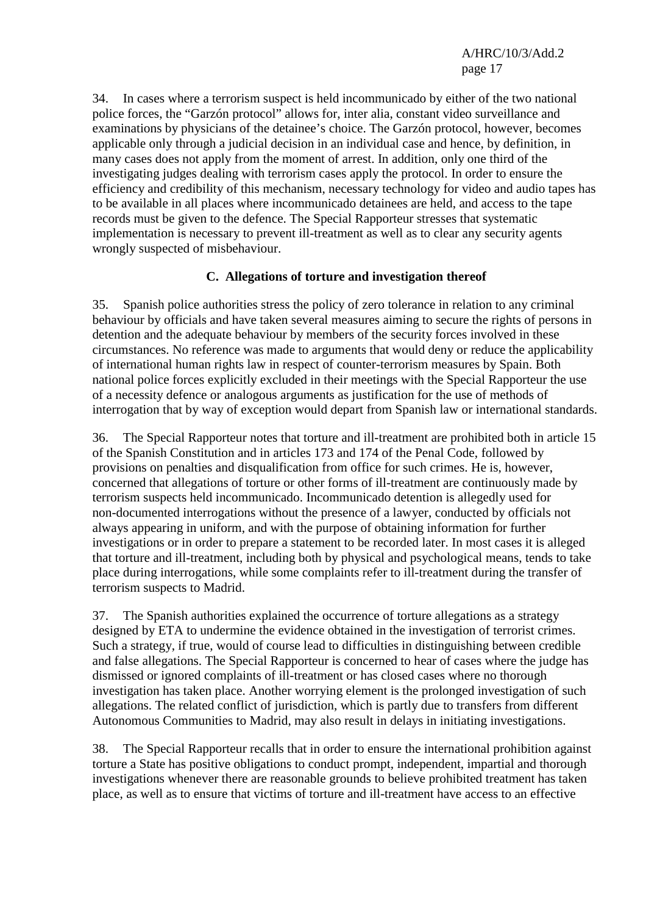34. In cases where a terrorism suspect is held incommunicado by either of the two national police forces, the "Garzón protocol" allows for, inter alia, constant video surveillance and examinations by physicians of the detainee's choice. The Garzón protocol, however, becomes applicable only through a judicial decision in an individual case and hence, by definition, in many cases does not apply from the moment of arrest. In addition, only one third of the investigating judges dealing with terrorism cases apply the protocol. In order to ensure the efficiency and credibility of this mechanism, necessary technology for video and audio tapes has to be available in all places where incommunicado detainees are held, and access to the tape records must be given to the defence. The Special Rapporteur stresses that systematic implementation is necessary to prevent ill-treatment as well as to clear any security agents wrongly suspected of misbehaviour.

### C. Allegations of torture and investigation thereof

35. Spanish police authorities stress the policy of zero tolerance in relation to any criminal behaviour by officials and have taken several measures aiming to secure the rights of persons in detention and the adequate behaviour by members of the security forces involved in these circumstances. No reference was made to arguments that would deny or reduce the applicability of international human rights law in respect of counter-terrorism measures by Spain. Both national police forces explicitly excluded in their meetings with the Special Rapporteur the use of a necessity defence or analogous arguments as justification for the use of methods of interrogation that by way of exception would depart from Spanish law or international standards.

36. The Special Rapporteur notes that torture and ill-treatment are prohibited both in article 15 of the Spanish Constitution and in articles 173 and 174 of the Penal Code, followed by provisions on penalties and disqualification from office for such crimes. He is, however, concerned that allegations of torture or other forms of ill-treatment are continuously made by terrorism suspects held incommunicado. Incommunicado detention is allegedly used for non-documented interrogations without the presence of a lawyer, conducted by officials not always appearing in uniform, and with the purpose of obtaining information for further investigations or in order to prepare a statement to be recorded later. In most cases it is alleged that torture and ill-treatment, including both by physical and psychological means, tends to take place during interrogations, while some complaints refer to ill-treatment during the transfer of terrorism suspects to Madrid.

37. The Spanish authorities explained the occurrence of torture allegations as a strategy designed by ETA to undermine the evidence obtained in the investigation of terrorist crimes. Such a strategy, if true, would of course lead to difficulties in distinguishing between credible and false allegations. The Special Rapporteur is concerned to hear of cases where the judge has dismissed or ignored complaints of ill-treatment or has closed cases where no thorough investigation has taken place. Another worrying element is the prolonged investigation of such allegations. The related conflict of jurisdiction, which is partly due to transfers from different Autonomous Communities to Madrid, may also result in delays in initiating investigations.

38. The Special Rapporteur recalls that in order to ensure the international prohibition against torture a State has positive obligations to conduct prompt, independent, impartial and thorough investigations whenever there are reasonable grounds to believe prohibited treatment has taken place, as well as to ensure that victims of torture and ill-treatment have access to an effective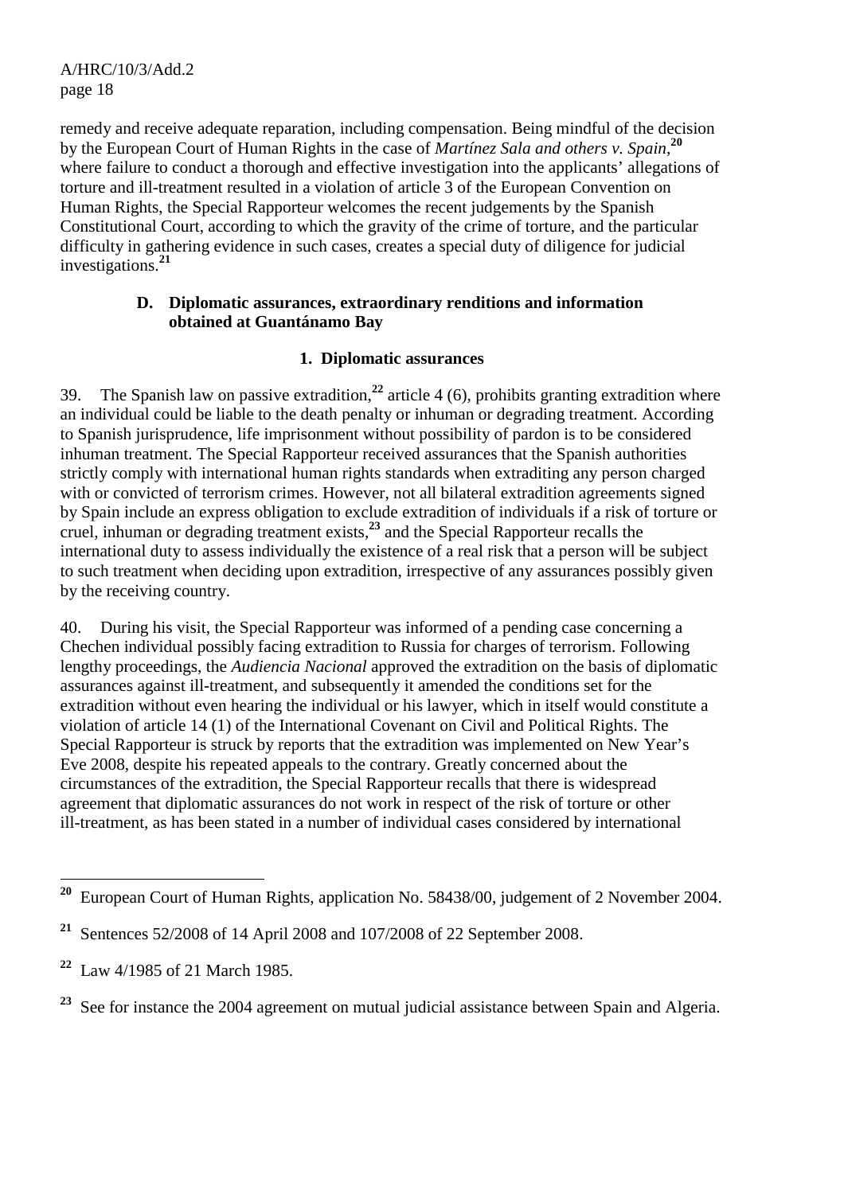remedy and receive adequate reparation, including compensation. Being mindful of the decision by the European Court of Human Rights in the case of *Martínez Sala and others v. Spain*,[20] where failure to conduct a thorough and effective investigation into the applicants' allegations of torture and ill-treatment resulted in a violation of article 3 of the European Convention on Human Rights, the Special Rapporteur welcomes the recent judgements by the Spanish Constitutional Court, according to which the gravity of the crime of torture, and the particular difficulty in gathering evidence in such cases, creates a special duty of diligence for judicial investigations.[21]

### D. Diplomatic assurances, extraordinary renditions and information obtained at Guantánamo Bay

#### 1. Diplomatic assurances

39. The Spanish law on passive extradition,[22] article 4 (6), prohibits granting extradition where an individual could be liable to the death penalty or inhuman or degrading treatment. According to Spanish jurisprudence, life imprisonment without possibility of pardon is to be considered inhuman treatment. The Special Rapporteur received assurances that the Spanish authorities strictly comply with international human rights standards when extraditing any person charged with or convicted of terrorism crimes. However, not all bilateral extradition agreements signed by Spain include an express obligation to exclude extradition of individuals if a risk of torture or cruel, inhuman or degrading treatment exists,[23] and the Special Rapporteur recalls the international duty to assess individually the existence of a real risk that a person will be subject to such treatment when deciding upon extradition, irrespective of any assurances possibly given by the receiving country.

40. During his visit, the Special Rapporteur was informed of a pending case concerning a Chechen individual possibly facing extradition to Russia for charges of terrorism. Following lengthy proceedings, the *Audiencia Nacional* approved the extradition on the basis of diplomatic assurances against ill-treatment, and subsequently it amended the conditions set for the extradition without even hearing the individual or his lawyer, which in itself would constitute a violation of article 14 (1) of the International Covenant on Civil and Political Rights. The Special Rapporteur is struck by reports that the extradition was implemented on New Year's Eve 2008, despite his repeated appeals to the contrary. Greatly concerned about the circumstances of the extradition, the Special Rapporteur recalls that there is widespread agreement that diplomatic assurances do not work in respect of the risk of torture or other ill-treatment, as has been stated in a number of individual cases considered by international

---

[20] European Court of Human Rights, application No. 58438/00, judgement of 2 November 2004.

[21] Sentences 52/2008 of 14 April 2008 and 107/2008 of 22 September 2008.

[22] Law 4/1985 of 21 March 1985.

[23] See for instance the 2004 agreement on mutual judicial assistance between Spain and Algeria.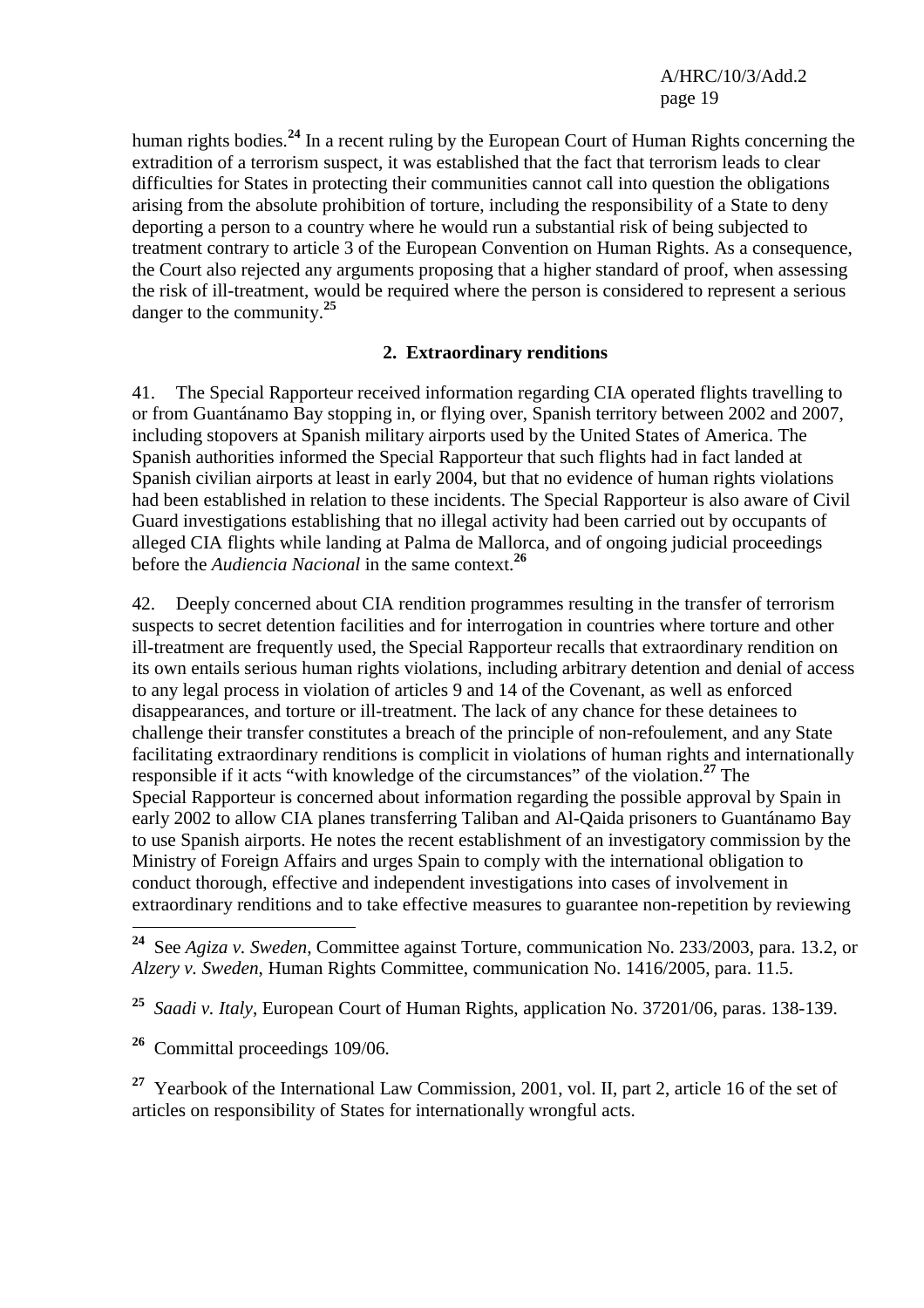human rights bodies.[24] In a recent ruling by the European Court of Human Rights concerning the extradition of a terrorism suspect, it was established that the fact that terrorism leads to clear difficulties for States in protecting their communities cannot call into question the obligations arising from the absolute prohibition of torture, including the responsibility of a State to deny deporting a person to a country where he would run a substantial risk of being subjected to treatment contrary to article 3 of the European Convention on Human Rights. As a consequence, the Court also rejected any arguments proposing that a higher standard of proof, when assessing the risk of ill-treatment, would be required where the person is considered to represent a serious danger to the community.[25]

### 2. Extraordinary renditions

41. The Special Rapporteur received information regarding CIA operated flights travelling to or from Guantánamo Bay stopping in, or flying over, Spanish territory between 2002 and 2007, including stopovers at Spanish military airports used by the United States of America. The Spanish authorities informed the Special Rapporteur that such flights had in fact landed at Spanish civilian airports at least in early 2004, but that no evidence of human rights violations had been established in relation to these incidents. The Special Rapporteur is also aware of Civil Guard investigations establishing that no illegal activity had been carried out by occupants of alleged CIA flights while landing at Palma de Mallorca, and of ongoing judicial proceedings before the *Audiencia Nacional* in the same context.[26]

42. Deeply concerned about CIA rendition programmes resulting in the transfer of terrorism suspects to secret detention facilities and for interrogation in countries where torture and other ill-treatment are frequently used, the Special Rapporteur recalls that extraordinary rendition on its own entails serious human rights violations, including arbitrary detention and denial of access to any legal process in violation of articles 9 and 14 of the Covenant, as well as enforced disappearances, and torture or ill-treatment. The lack of any chance for these detainees to challenge their transfer constitutes a breach of the principle of non-refoulement, and any State facilitating extraordinary renditions is complicit in violations of human rights and internationally responsible if it acts "with knowledge of the circumstances" of the violation.[27] The Special Rapporteur is concerned about information regarding the possible approval by Spain in early 2002 to allow CIA planes transferring Taliban and Al-Qaida prisoners to Guantánamo Bay to use Spanish airports. He notes the recent establishment of an investigatory commission by the Ministry of Foreign Affairs and urges Spain to comply with the international obligation to conduct thorough, effective and independent investigations into cases of involvement in extraordinary renditions and to take effective measures to guarantee non-repetition by reviewing

---

[24] See *Agiza v. Sweden*, Committee against Torture, communication No. 233/2003, para. 13.2, or *Alzery v. Sweden*, Human Rights Committee, communication No. 1416/2005, para. 11.5.

[25] *Saadi v. Italy*, European Court of Human Rights, application No. 37201/06, paras. 138-139.

[26] Committal proceedings 109/06.

[27] Yearbook of the International Law Commission, 2001, vol. II, part 2, article 16 of the set of articles on responsibility of States for internationally wrongful acts.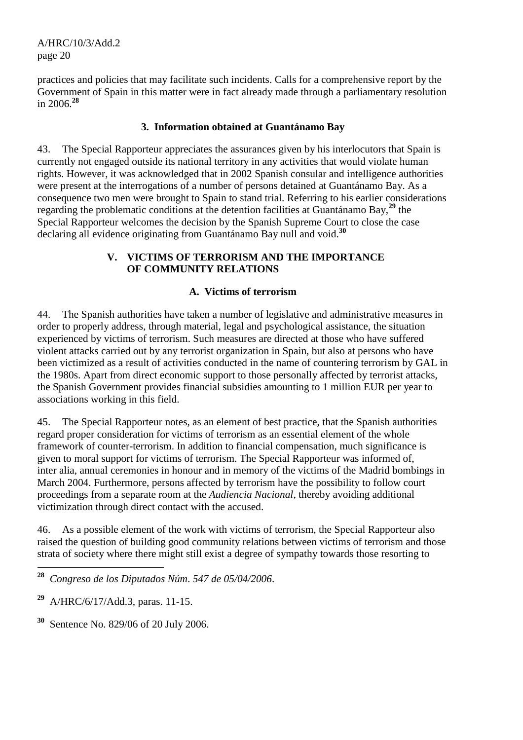practices and policies that may facilitate such incidents. Calls for a comprehensive report by the Government of Spain in this matter were in fact already made through a parliamentary resolution in 2006.[28]

### 3. Information obtained at Guantánamo Bay

43. The Special Rapporteur appreciates the assurances given by his interlocutors that Spain is currently not engaged outside its national territory in any activities that would violate human rights. However, it was acknowledged that in 2002 Spanish consular and intelligence authorities were present at the interrogations of a number of persons detained at Guantánamo Bay. As a consequence two men were brought to Spain to stand trial. Referring to his earlier considerations regarding the problematic conditions at the detention facilities at Guantánamo Bay,[29] the Special Rapporteur welcomes the decision by the Spanish Supreme Court to close the case declaring all evidence originating from Guantánamo Bay null and void.[30]

## V. VICTIMS OF TERRORISM AND THE IMPORTANCE OF COMMUNITY RELATIONS

### A. Victims of terrorism

44. The Spanish authorities have taken a number of legislative and administrative measures in order to properly address, through material, legal and psychological assistance, the situation experienced by victims of terrorism. Such measures are directed at those who have suffered violent attacks carried out by any terrorist organization in Spain, but also at persons who have been victimized as a result of activities conducted in the name of countering terrorism by GAL in the 1980s. Apart from direct economic support to those personally affected by terrorist attacks, the Spanish Government provides financial subsidies amounting to 1 million EUR per year to associations working in this field.

45. The Special Rapporteur notes, as an element of best practice, that the Spanish authorities regard proper consideration for victims of terrorism as an essential element of the whole framework of counter-terrorism. In addition to financial compensation, much significance is given to moral support for victims of terrorism. The Special Rapporteur was informed of, inter alia, annual ceremonies in honour and in memory of the victims of the Madrid bombings in March 2004. Furthermore, persons affected by terrorism have the possibility to follow court proceedings from a separate room at the *Audiencia Nacional*, thereby avoiding additional victimization through direct contact with the accused.

46. As a possible element of the work with victims of terrorism, the Special Rapporteur also raised the question of building good community relations between victims of terrorism and those strata of society where there might still exist a degree of sympathy towards those resorting to

---

[28] *Congreso de los Diputados Núm. 547 de 05/04/2006*.

[29] A/HRC/6/17/Add.3, paras. 11-15.

[30] Sentence No. 829/06 of 20 July 2006.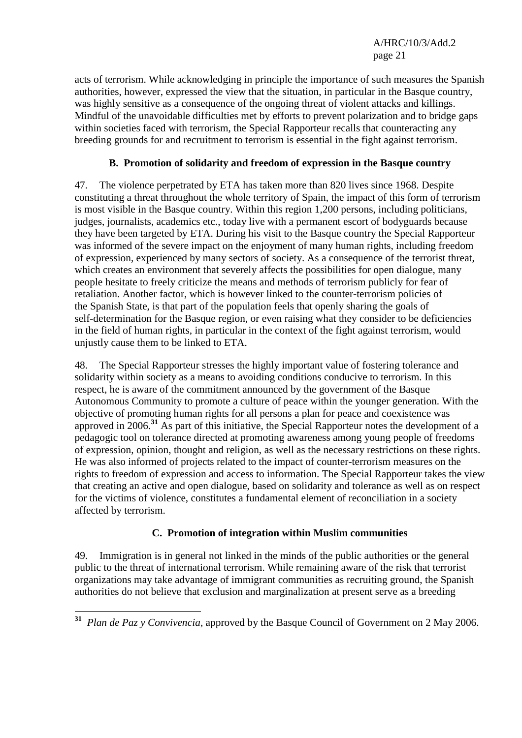acts of terrorism. While acknowledging in principle the importance of such measures the Spanish authorities, however, expressed the view that the situation, in particular in the Basque country, was highly sensitive as a consequence of the ongoing threat of violent attacks and killings. Mindful of the unavoidable difficulties met by efforts to prevent polarization and to bridge gaps within societies faced with terrorism, the Special Rapporteur recalls that counteracting any breeding grounds for and recruitment to terrorism is essential in the fight against terrorism.

### B. Promotion of solidarity and freedom of expression in the Basque country

47. The violence perpetrated by ETA has taken more than 820 lives since 1968. Despite constituting a threat throughout the whole territory of Spain, the impact of this form of terrorism is most visible in the Basque country. Within this region 1,200 persons, including politicians, judges, journalists, academics etc., today live with a permanent escort of bodyguards because they have been targeted by ETA. During his visit to the Basque country the Special Rapporteur was informed of the severe impact on the enjoyment of many human rights, including freedom of expression, experienced by many sectors of society. As a consequence of the terrorist threat, which creates an environment that severely affects the possibilities for open dialogue, many people hesitate to freely criticize the means and methods of terrorism publicly for fear of retaliation. Another factor, which is however linked to the counter-terrorism policies of the Spanish State, is that part of the population feels that openly sharing the goals of self-determination for the Basque region, or even raising what they consider to be deficiencies in the field of human rights, in particular in the context of the fight against terrorism, would unjustly cause them to be linked to ETA.

48. The Special Rapporteur stresses the highly important value of fostering tolerance and solidarity within society as a means to avoiding conditions conducive to terrorism. In this respect, he is aware of the commitment announced by the government of the Basque Autonomous Community to promote a culture of peace within the younger generation. With the objective of promoting human rights for all persons a plan for peace and coexistence was approved in 2006.[31] As part of this initiative, the Special Rapporteur notes the development of a pedagogic tool on tolerance directed at promoting awareness among young people of freedoms of expression, opinion, thought and religion, as well as the necessary restrictions on these rights. He was also informed of projects related to the impact of counter-terrorism measures on the rights to freedom of expression and access to information. The Special Rapporteur takes the view that creating an active and open dialogue, based on solidarity and tolerance as well as on respect for the victims of violence, constitutes a fundamental element of reconciliation in a society affected by terrorism.

### C. Promotion of integration within Muslim communities

49. Immigration is in general not linked in the minds of the public authorities or the general public to the threat of international terrorism. While remaining aware of the risk that terrorist organizations may take advantage of immigrant communities as recruiting ground, the Spanish authorities do not believe that exclusion and marginalization at present serve as a breeding

---

[31] *Plan de Paz y Convivencia*, approved by the Basque Council of Government on 2 May 2006.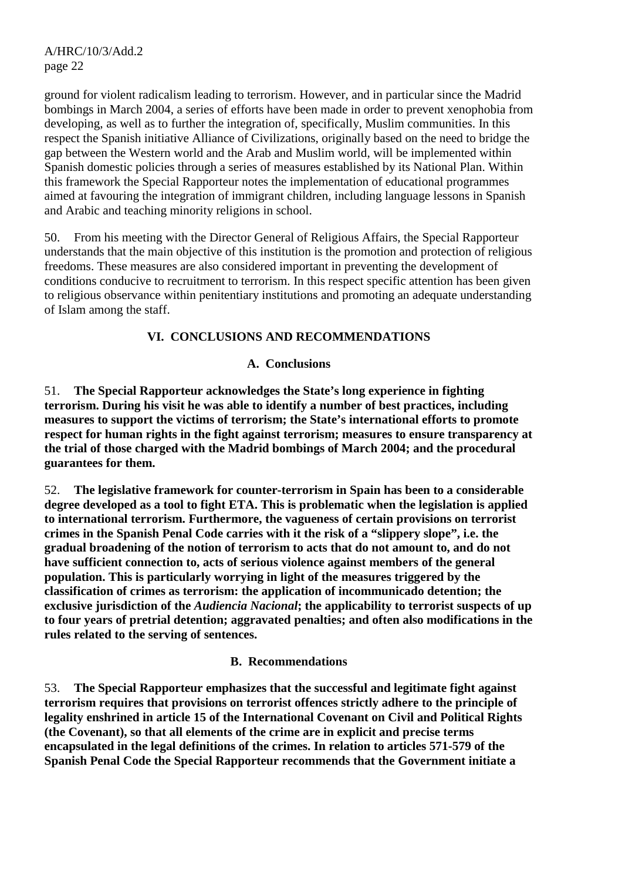ground for violent radicalism leading to terrorism. However, and in particular since the Madrid bombings in March 2004, a series of efforts have been made in order to prevent xenophobia from developing, as well as to further the integration of, specifically, Muslim communities. In this respect the Spanish initiative Alliance of Civilizations, originally based on the need to bridge the gap between the Western world and the Arab and Muslim world, will be implemented within Spanish domestic policies through a series of measures established by its National Plan. Within this framework the Special Rapporteur notes the implementation of educational programmes aimed at favouring the integration of immigrant children, including language lessons in Spanish and Arabic and teaching minority religions in school.

50. From his meeting with the Director General of Religious Affairs, the Special Rapporteur understands that the main objective of this institution is the promotion and protection of religious freedoms. These measures are also considered important in preventing the development of conditions conducive to recruitment to terrorism. In this respect specific attention has been given to religious observance within penitentiary institutions and promoting an adequate understanding of Islam among the staff.

## VI. CONCLUSIONS AND RECOMMENDATIONS

### A. Conclusions

51. **The Special Rapporteur acknowledges the State's long experience in fighting terrorism. During his visit he was able to identify a number of best practices, including measures to support the victims of terrorism; the State's international efforts to promote respect for human rights in the fight against terrorism; measures to ensure transparency at the trial of those charged with the Madrid bombings of March 2004; and the procedural guarantees for them.**

52. **The legislative framework for counter-terrorism in Spain has been to a considerable degree developed as a tool to fight ETA. This is problematic when the legislation is applied to international terrorism. Furthermore, the vagueness of certain provisions on terrorist crimes in the Spanish Penal Code carries with it the risk of a "slippery slope", i.e. the gradual broadening of the notion of terrorism to acts that do not amount to, and do not have sufficient connection to, acts of serious violence against members of the general population. This is particularly worrying in light of the measures triggered by the classification of crimes as terrorism: the application of incommunicado detention; the exclusive jurisdiction of the *Audiencia Nacional*; the applicability to terrorist suspects of up to four years of pretrial detention; aggravated penalties; and often also modifications in the rules related to the serving of sentences.**

### B. Recommendations

53. **The Special Rapporteur emphasizes that the successful and legitimate fight against terrorism requires that provisions on terrorist offences strictly adhere to the principle of legality enshrined in article 15 of the International Covenant on Civil and Political Rights (the Covenant), so that all elements of the crime are in explicit and precise terms encapsulated in the legal definitions of the crimes. In relation to articles 571-579 of the Spanish Penal Code the Special Rapporteur recommends that the Government initiate a**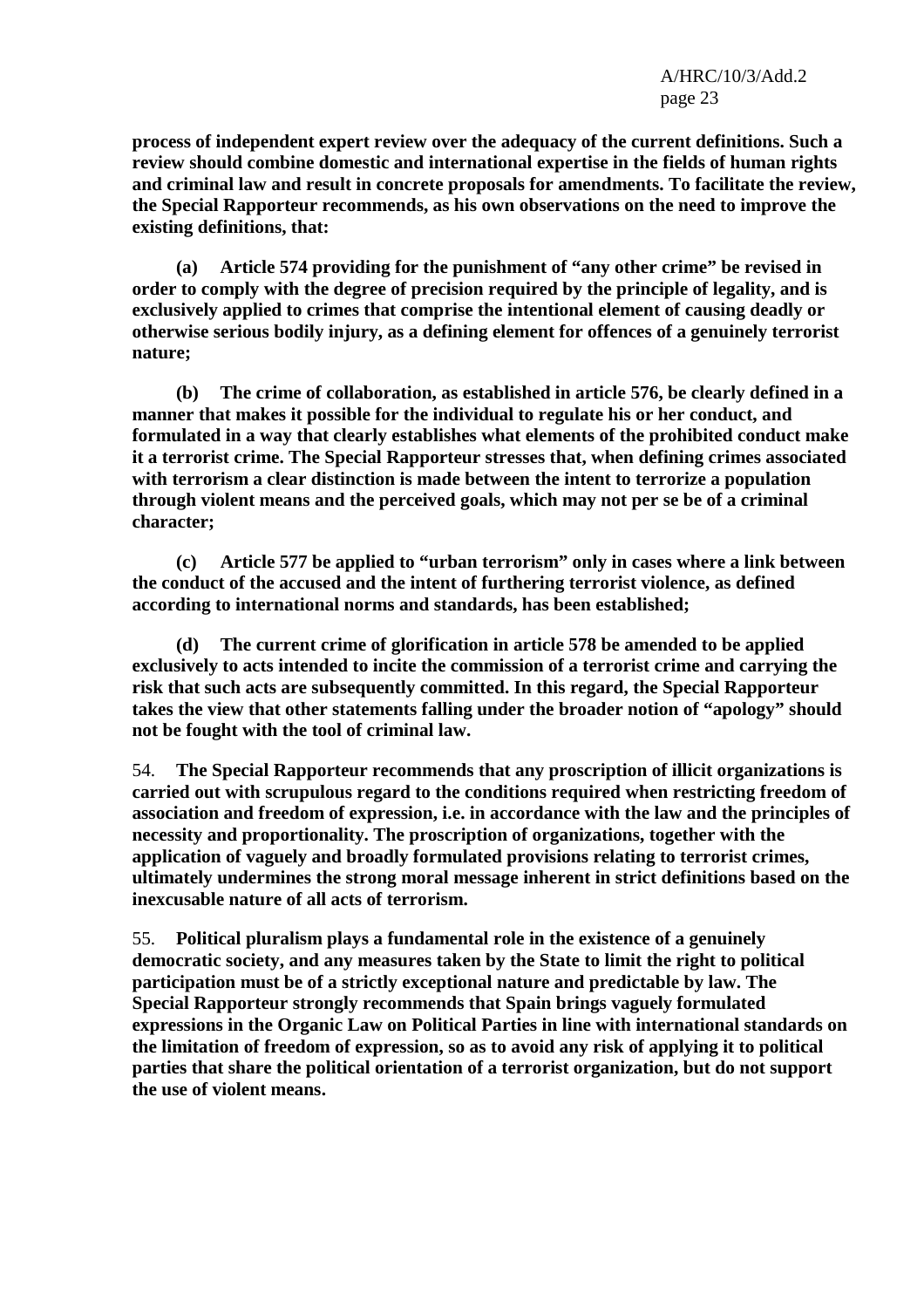**process of independent expert review over the adequacy of the current definitions. Such a review should combine domestic and international expertise in the fields of human rights and criminal law and result in concrete proposals for amendments. To facilitate the review, the Special Rapporteur recommends, as his own observations on the need to improve the existing definitions, that:**

**(a) Article 574 providing for the punishment of "any other crime" be revised in order to comply with the degree of precision required by the principle of legality, and is exclusively applied to crimes that comprise the intentional element of causing deadly or otherwise serious bodily injury, as a defining element for offences of a genuinely terrorist nature;**

**(b) The crime of collaboration, as established in article 576, be clearly defined in a manner that makes it possible for the individual to regulate his or her conduct, and formulated in a way that clearly establishes what elements of the prohibited conduct make it a terrorist crime. The Special Rapporteur stresses that, when defining crimes associated with terrorism a clear distinction is made between the intent to terrorize a population through violent means and the perceived goals, which may not per se be of a criminal character;**

**(c) Article 577 be applied to "urban terrorism" only in cases where a link between the conduct of the accused and the intent of furthering terrorist violence, as defined according to international norms and standards, has been established;**

**(d) The current crime of glorification in article 578 be amended to be applied exclusively to acts intended to incite the commission of a terrorist crime and carrying the risk that such acts are subsequently committed. In this regard, the Special Rapporteur takes the view that other statements falling under the broader notion of "apology" should not be fought with the tool of criminal law.**

54. **The Special Rapporteur recommends that any proscription of illicit organizations is carried out with scrupulous regard to the conditions required when restricting freedom of association and freedom of expression, i.e. in accordance with the law and the principles of necessity and proportionality. The proscription of organizations, together with the application of vaguely and broadly formulated provisions relating to terrorist crimes, ultimately undermines the strong moral message inherent in strict definitions based on the inexcusable nature of all acts of terrorism.**

55. **Political pluralism plays a fundamental role in the existence of a genuinely democratic society, and any measures taken by the State to limit the right to political participation must be of a strictly exceptional nature and predictable by law. The Special Rapporteur strongly recommends that Spain brings vaguely formulated expressions in the Organic Law on Political Parties in line with international standards on the limitation of freedom of expression, so as to avoid any risk of applying it to political parties that share the political orientation of a terrorist organization, but do not support the use of violent means.**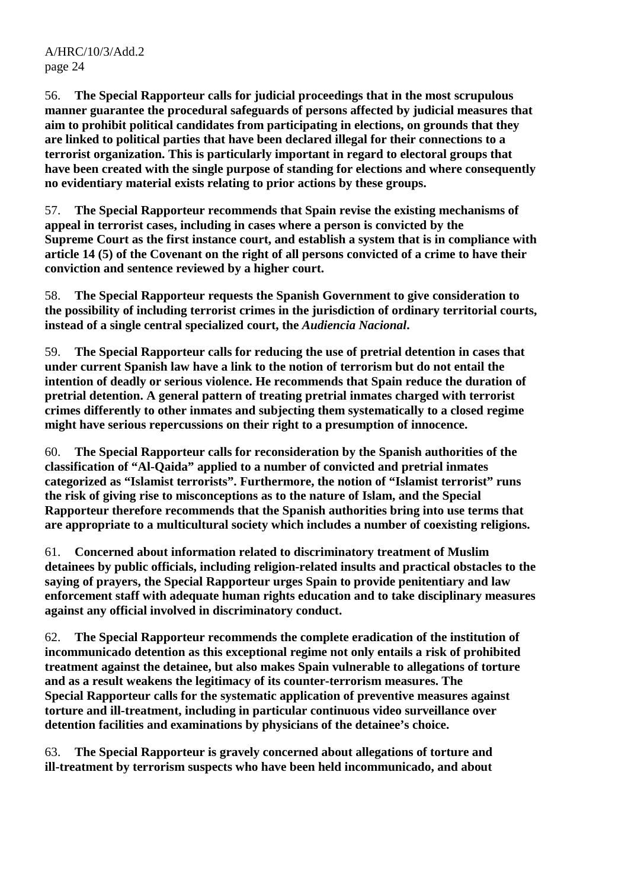56. **The Special Rapporteur calls for judicial proceedings that in the most scrupulous manner guarantee the procedural safeguards of persons affected by judicial measures that aim to prohibit political candidates from participating in elections, on grounds that they are linked to political parties that have been declared illegal for their connections to a terrorist organization. This is particularly important in regard to electoral groups that have been created with the single purpose of standing for elections and where consequently no evidentiary material exists relating to prior actions by these groups.**

57. **The Special Rapporteur recommends that Spain revise the existing mechanisms of appeal in terrorist cases, including in cases where a person is convicted by the Supreme Court as the first instance court, and establish a system that is in compliance with article 14 (5) of the Covenant on the right of all persons convicted of a crime to have their conviction and sentence reviewed by a higher court.**

58. **The Special Rapporteur requests the Spanish Government to give consideration to the possibility of including terrorist crimes in the jurisdiction of ordinary territorial courts, instead of a single central specialized court, the *Audiencia Nacional*.**

59. **The Special Rapporteur calls for reducing the use of pretrial detention in cases that under current Spanish law have a link to the notion of terrorism but do not entail the intention of deadly or serious violence. He recommends that Spain reduce the duration of pretrial detention. A general pattern of treating pretrial inmates charged with terrorist crimes differently to other inmates and subjecting them systematically to a closed regime might have serious repercussions on their right to a presumption of innocence.**

60. **The Special Rapporteur calls for reconsideration by the Spanish authorities of the classification of "Al-Qaida" applied to a number of convicted and pretrial inmates categorized as "Islamist terrorists". Furthermore, the notion of "Islamist terrorist" runs the risk of giving rise to misconceptions as to the nature of Islam, and the Special Rapporteur therefore recommends that the Spanish authorities bring into use terms that are appropriate to a multicultural society which includes a number of coexisting religions.**

61. **Concerned about information related to discriminatory treatment of Muslim detainees by public officials, including religion-related insults and practical obstacles to the saying of prayers, the Special Rapporteur urges Spain to provide penitentiary and law enforcement staff with adequate human rights education and to take disciplinary measures against any official involved in discriminatory conduct.**

62. **The Special Rapporteur recommends the complete eradication of the institution of incommunicado detention as this exceptional regime not only entails a risk of prohibited treatment against the detainee, but also makes Spain vulnerable to allegations of torture and as a result weakens the legitimacy of its counter-terrorism measures. The Special Rapporteur calls for the systematic application of preventive measures against torture and ill-treatment, including in particular continuous video surveillance over detention facilities and examinations by physicians of the detainee's choice.**

63. **The Special Rapporteur is gravely concerned about allegations of torture and ill-treatment by terrorism suspects who have been held incommunicado, and about**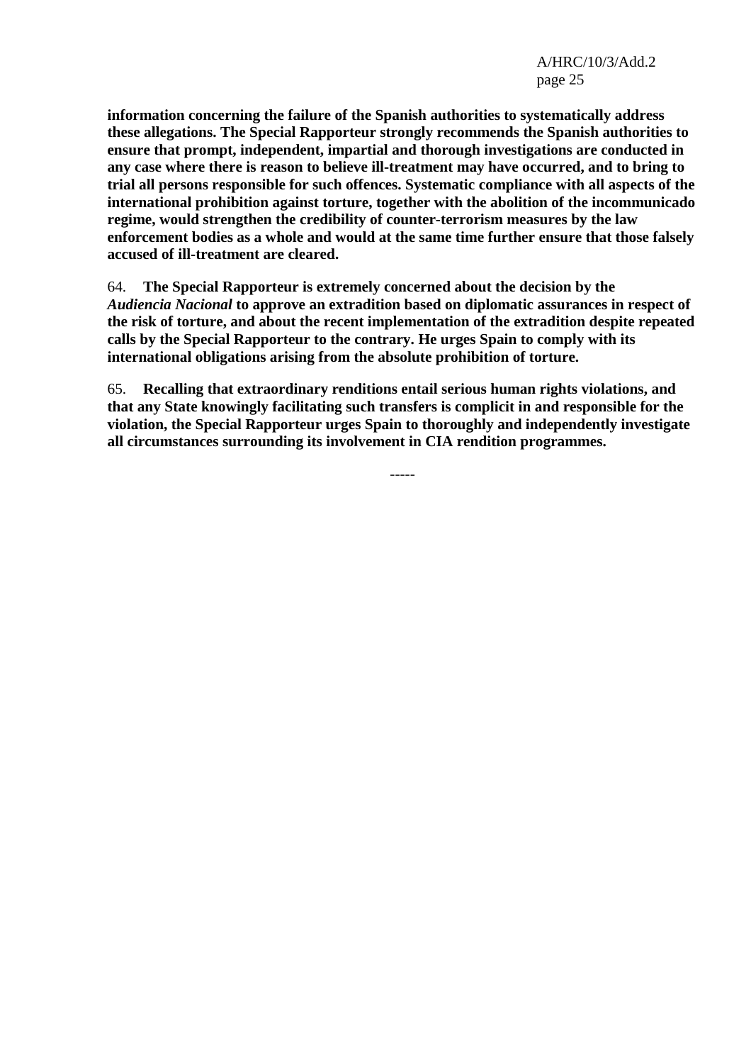**information concerning the failure of the Spanish authorities to systematically address these allegations. The Special Rapporteur strongly recommends the Spanish authorities to ensure that prompt, independent, impartial and thorough investigations are conducted in any case where there is reason to believe ill-treatment may have occurred, and to bring to trial all persons responsible for such offences. Systematic compliance with all aspects of the international prohibition against torture, together with the abolition of the incommunicado regime, would strengthen the credibility of counter-terrorism measures by the law enforcement bodies as a whole and would at the same time further ensure that those falsely accused of ill-treatment are cleared.**

64. **The Special Rapporteur is extremely concerned about the decision by the *Audiencia Nacional* to approve an extradition based on diplomatic assurances in respect of the risk of torture, and about the recent implementation of the extradition despite repeated calls by the Special Rapporteur to the contrary. He urges Spain to comply with its international obligations arising from the absolute prohibition of torture.**

65. **Recalling that extraordinary renditions entail serious human rights violations, and that any State knowingly facilitating such transfers is complicit in and responsible for the violation, the Special Rapporteur urges Spain to thoroughly and independently investigate all circumstances surrounding its involvement in CIA rendition programmes.**

-----